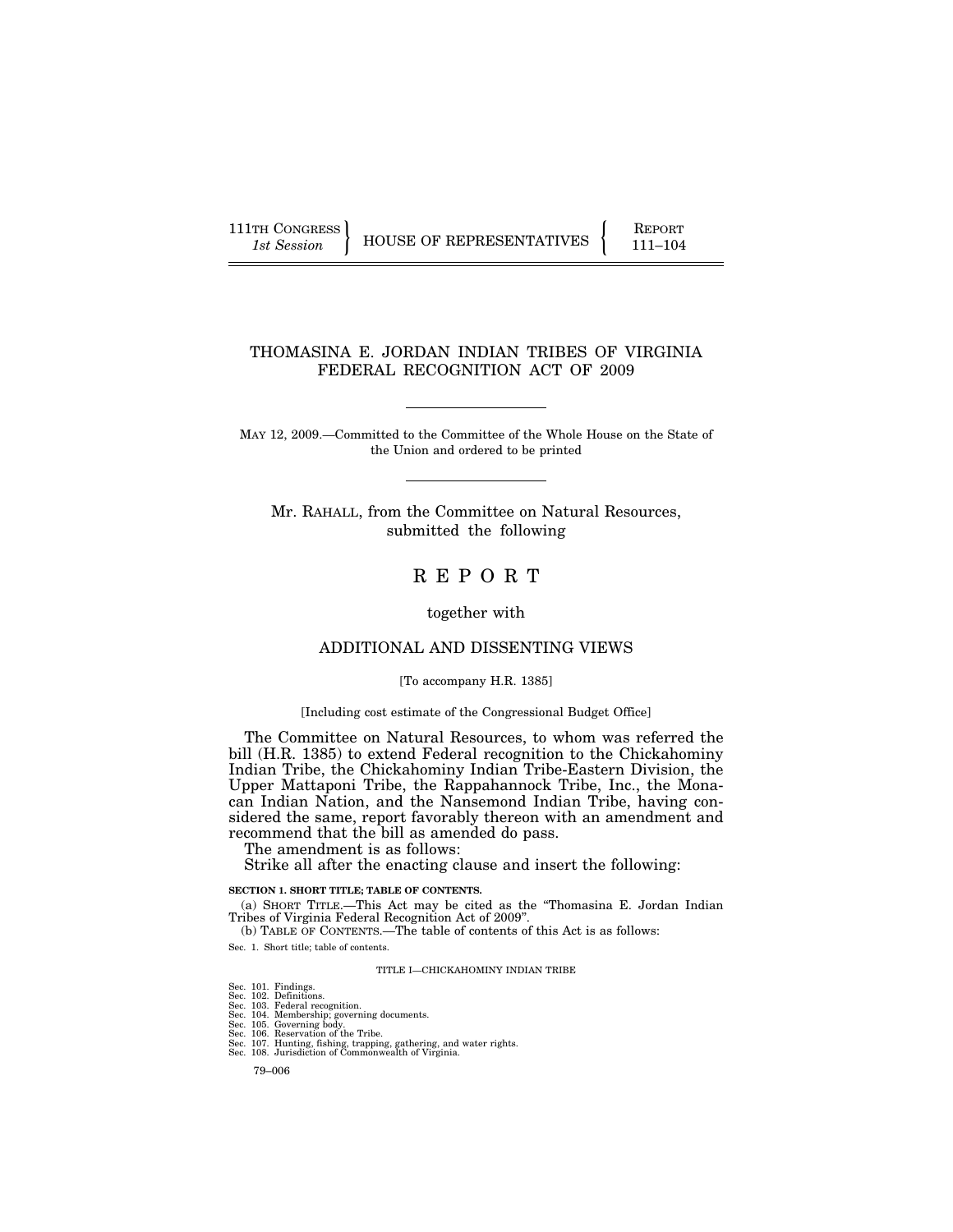111TH CONGRESS
*1st Session*

HOUSE OF REPRESENTATIVES

REPORT
111–104

# THOMASINA E. JORDAN INDIAN TRIBES OF VIRGINIA FEDERAL RECOGNITION ACT OF 2009

MAY 12, 2009.—Committed to the Committee of the Whole House on the State of the Union and ordered to be printed

Mr. RAHALL, from the Committee on Natural Resources, submitted the following

## R E P O R T

together with

## ADDITIONAL AND DISSENTING VIEWS

[To accompany H.R. 1385]

[Including cost estimate of the Congressional Budget Office]

The Committee on Natural Resources, to whom was referred the bill (H.R. 1385) to extend Federal recognition to the Chickahominy Indian Tribe, the Chickahominy Indian Tribe-Eastern Division, the Upper Mattaponi Tribe, the Rappahannock Tribe, Inc., the Monacan Indian Nation, and the Nansemond Indian Tribe, having considered the same, report favorably thereon with an amendment and recommend that the bill as amended do pass.

The amendment is as follows:

Strike all after the enacting clause and insert the following:

**SECTION 1. SHORT TITLE; TABLE OF CONTENTS.**

(a) SHORT TITLE.—This Act may be cited as the "Thomasina E. Jordan Indian Tribes of Virginia Federal Recognition Act of 2009".

(b) TABLE OF CONTENTS.—The table of contents of this Act is as follows:

Sec. 1. Short title; table of contents.

TITLE I—CHICKAHOMINY INDIAN TRIBE

Sec. 101. Findings.
Sec. 102. Definitions.
Sec. 103. Federal recognition.
Sec. 104. Membership; governing documents.
Sec. 105. Governing body.
Sec. 106. Reservation of the Tribe.
Sec. 107. Hunting, fishing, trapping, gathering, and water rights.
Sec. 108. Jurisdiction of Commonwealth of Virginia.

79–006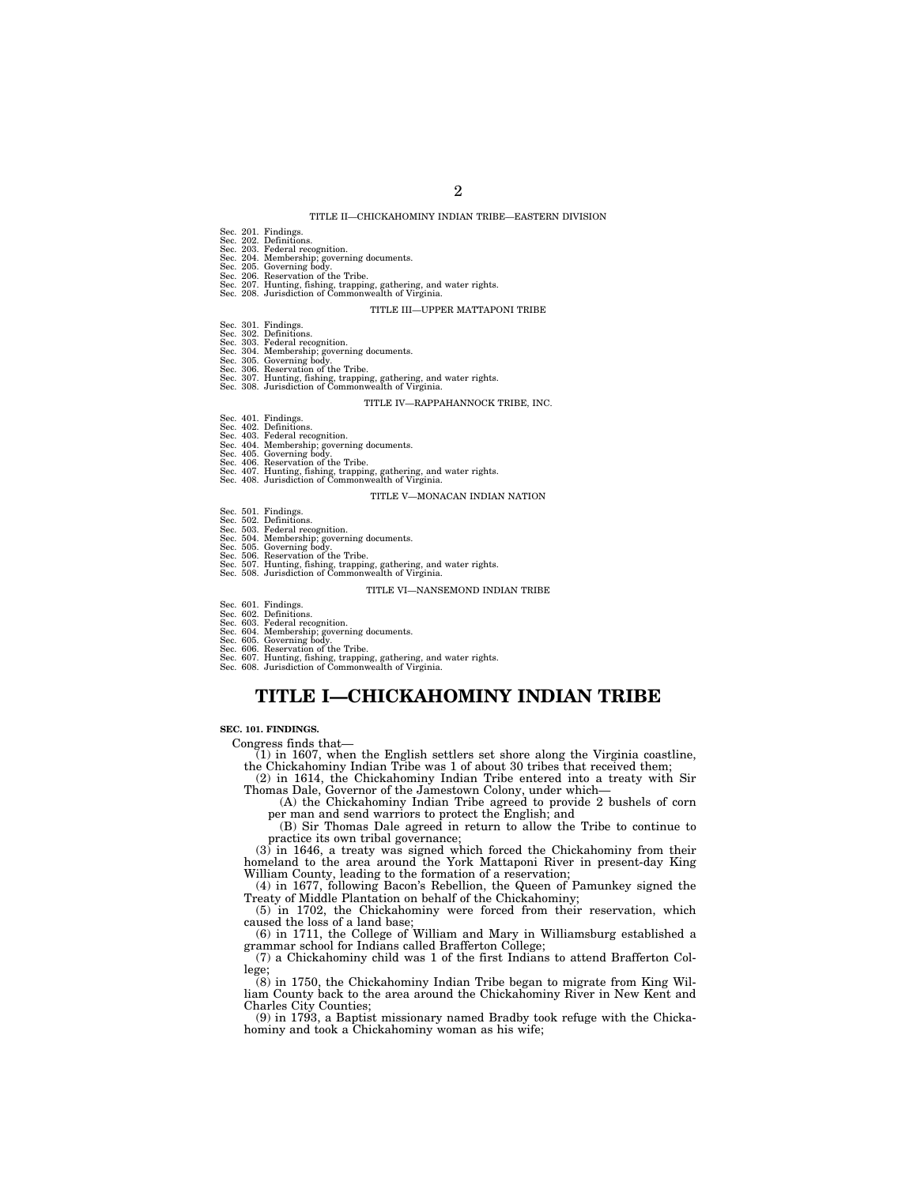TITLE II—CHICKAHOMINY INDIAN TRIBE—EASTERN DIVISION

Sec. 201. Findings.
Sec. 202. Definitions.
Sec. 203. Federal recognition.
Sec. 204. Membership; governing documents.
Sec. 205. Governing body.
Sec. 206. Reservation of the Tribe.
Sec. 207. Hunting, fishing, trapping, gathering, and water rights.
Sec. 208. Jurisdiction of Commonwealth of Virginia.

TITLE III—UPPER MATTAPONI TRIBE

Sec. 301. Findings.
Sec. 302. Definitions.
Sec. 303. Federal recognition.
Sec. 304. Membership; governing documents.
Sec. 305. Governing body.
Sec. 306. Reservation of the Tribe.
Sec. 307. Hunting, fishing, trapping, gathering, and water rights.
Sec. 308. Jurisdiction of Commonwealth of Virginia.

TITLE IV—RAPPAHANNOCK TRIBE, INC.

Sec. 401. Findings.
Sec. 402. Definitions.
Sec. 403. Federal recognition.
Sec. 404. Membership; governing documents.
Sec. 405. Governing body.
Sec. 406. Reservation of the Tribe.
Sec. 407. Hunting, fishing, trapping, gathering, and water rights.
Sec. 408. Jurisdiction of Commonwealth of Virginia.

TITLE V—MONACAN INDIAN NATION

Sec. 501. Findings.
Sec. 502. Definitions.
Sec. 503. Federal recognition.
Sec. 504. Membership; governing documents.
Sec. 505. Governing body.
Sec. 506. Reservation of the Tribe.
Sec. 507. Hunting, fishing, trapping, gathering, and water rights.
Sec. 508. Jurisdiction of Commonwealth of Virginia.

TITLE VI—NANSEMOND INDIAN TRIBE

Sec. 601. Findings.
Sec. 602. Definitions.
Sec. 603. Federal recognition.
Sec. 604. Membership; governing documents.
Sec. 605. Governing body.
Sec. 606. Reservation of the Tribe.
Sec. 607. Hunting, fishing, trapping, gathering, and water rights.
Sec. 608. Jurisdiction of Commonwealth of Virginia.

# TITLE I—CHICKAHOMINY INDIAN TRIBE

**SEC. 101. FINDINGS.**

Congress finds that—

(1) in 1607, when the English settlers set shore along the Virginia coastline, the Chickahominy Indian Tribe was 1 of about 30 tribes that received them;

(2) in 1614, the Chickahominy Indian Tribe entered into a treaty with Sir Thomas Dale, Governor of the Jamestown Colony, under which—

(A) the Chickahominy Indian Tribe agreed to provide 2 bushels of corn per man and send warriors to protect the English; and

(B) Sir Thomas Dale agreed in return to allow the Tribe to continue to practice its own tribal governance;

(3) in 1646, a treaty was signed which forced the Chickahominy from their homeland to the area around the York Mattaponi River in present-day King William County, leading to the formation of a reservation;

(4) in 1677, following Bacon's Rebellion, the Queen of Pamunkey signed the Treaty of Middle Plantation on behalf of the Chickahominy;

(5) in 1702, the Chickahominy were forced from their reservation, which caused the loss of a land base;

(6) in 1711, the College of William and Mary in Williamsburg established a grammar school for Indians called Brafferton College;

(7) a Chickahominy child was 1 of the first Indians to attend Brafferton College;

(8) in 1750, the Chickahominy Indian Tribe began to migrate from King William County back to the area around the Chickahominy River in New Kent and Charles City Counties;

(9) in 1793, a Baptist missionary named Bradby took refuge with the Chickahominy and took a Chickahominy woman as his wife;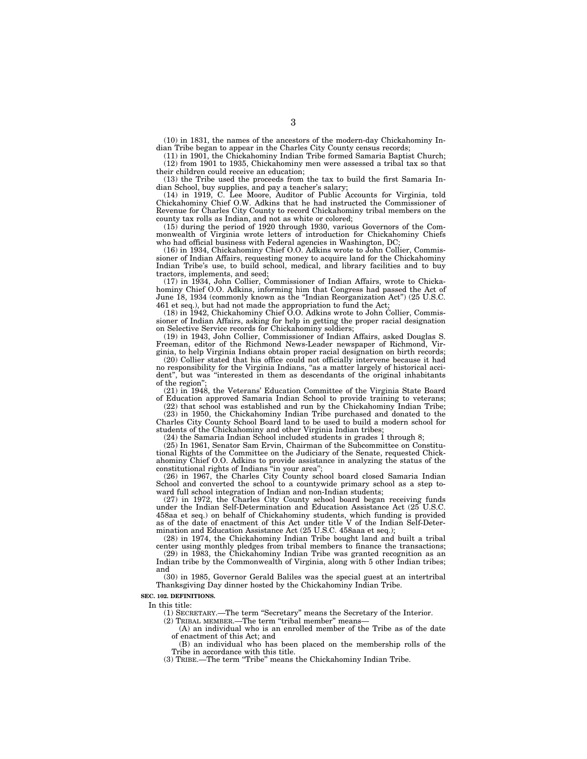(10) in 1831, the names of the ancestors of the modern-day Chickahominy Indian Tribe began to appear in the Charles City County census records;

(11) in 1901, the Chickahominy Indian Tribe formed Samaria Baptist Church;

(12) from 1901 to 1935, Chickahominy men were assessed a tribal tax so that their children could receive an education;

(13) the Tribe used the proceeds from the tax to build the first Samaria Indian School, buy supplies, and pay a teacher's salary;

(14) in 1919, C. Lee Moore, Auditor of Public Accounts for Virginia, told Chickahominy Chief O.W. Adkins that he had instructed the Commissioner of Revenue for Charles City County to record Chickahominy tribal members on the county tax rolls as Indian, and not as white or colored;

(15) during the period of 1920 through 1930, various Governors of the Commonwealth of Virginia wrote letters of introduction for Chickahominy Chiefs who had official business with Federal agencies in Washington, DC;

(16) in 1934, Chickahominy Chief O.O. Adkins wrote to John Collier, Commissioner of Indian Affairs, requesting money to acquire land for the Chickahominy Indian Tribe's use, to build school, medical, and library facilities and to buy tractors, implements, and seed;

(17) in 1934, John Collier, Commissioner of Indian Affairs, wrote to Chickahominy Chief O.O. Adkins, informing him that Congress had passed the Act of June 18, 1934 (commonly known as the "Indian Reorganization Act") (25 U.S.C. 461 et seq.), but had not made the appropriation to fund the Act;

(18) in 1942, Chickahominy Chief O.O. Adkins wrote to John Collier, Commissioner of Indian Affairs, asking for help in getting the proper racial designation on Selective Service records for Chickahominy soldiers;

(19) in 1943, John Collier, Commissioner of Indian Affairs, asked Douglas S. Freeman, editor of the Richmond News-Leader newspaper of Richmond, Virginia, to help Virginia Indians obtain proper racial designation on birth records;

(20) Collier stated that his office could not officially intervene because it had no responsibility for the Virginia Indians, "as a matter largely of historical accident", but was "interested in them as descendants of the original inhabitants of the region";

(21) in 1948, the Veterans' Education Committee of the Virginia State Board of Education approved Samaria Indian School to provide training to veterans;

(22) that school was established and run by the Chickahominy Indian Tribe;

(23) in 1950, the Chickahominy Indian Tribe purchased and donated to the Charles City County School Board land to be used to build a modern school for students of the Chickahominy and other Virginia Indian tribes;

(24) the Samaria Indian School included students in grades 1 through 8;

(25) In 1961, Senator Sam Ervin, Chairman of the Subcommittee on Constitutional Rights of the Committee on the Judiciary of the Senate, requested Chickahominy Chief O.O. Adkins to provide assistance in analyzing the status of the constitutional rights of Indians "in your area";

(26) in 1967, the Charles City County school board closed Samaria Indian School and converted the school to a countywide primary school as a step toward full school integration of Indian and non-Indian students;

(27) in 1972, the Charles City County school board began receiving funds under the Indian Self-Determination and Education Assistance Act (25 U.S.C. 458aa et seq.) on behalf of Chickahominy students, which funding is provided as of the date of enactment of this Act under title V of the Indian Self-Determination and Education Assistance Act (25 U.S.C. 458aaa et seq.);

(28) in 1974, the Chickahominy Indian Tribe bought land and built a tribal center using monthly pledges from tribal members to finance the transactions;

(29) in 1983, the Chickahominy Indian Tribe was granted recognition as an Indian tribe by the Commonwealth of Virginia, along with 5 other Indian tribes; and

(30) in 1985, Governor Gerald Baliles was the special guest at an intertribal Thanksgiving Day dinner hosted by the Chickahominy Indian Tribe.

**SEC. 102. DEFINITIONS.**

In this title:

(1) SECRETARY.—The term "Secretary" means the Secretary of the Interior.

(2) TRIBAL MEMBER.—The term "tribal member" means—

(A) an individual who is an enrolled member of the Tribe as of the date of enactment of this Act; and

(B) an individual who has been placed on the membership rolls of the Tribe in accordance with this title.

(3) TRIBE.—The term "Tribe" means the Chickahominy Indian Tribe.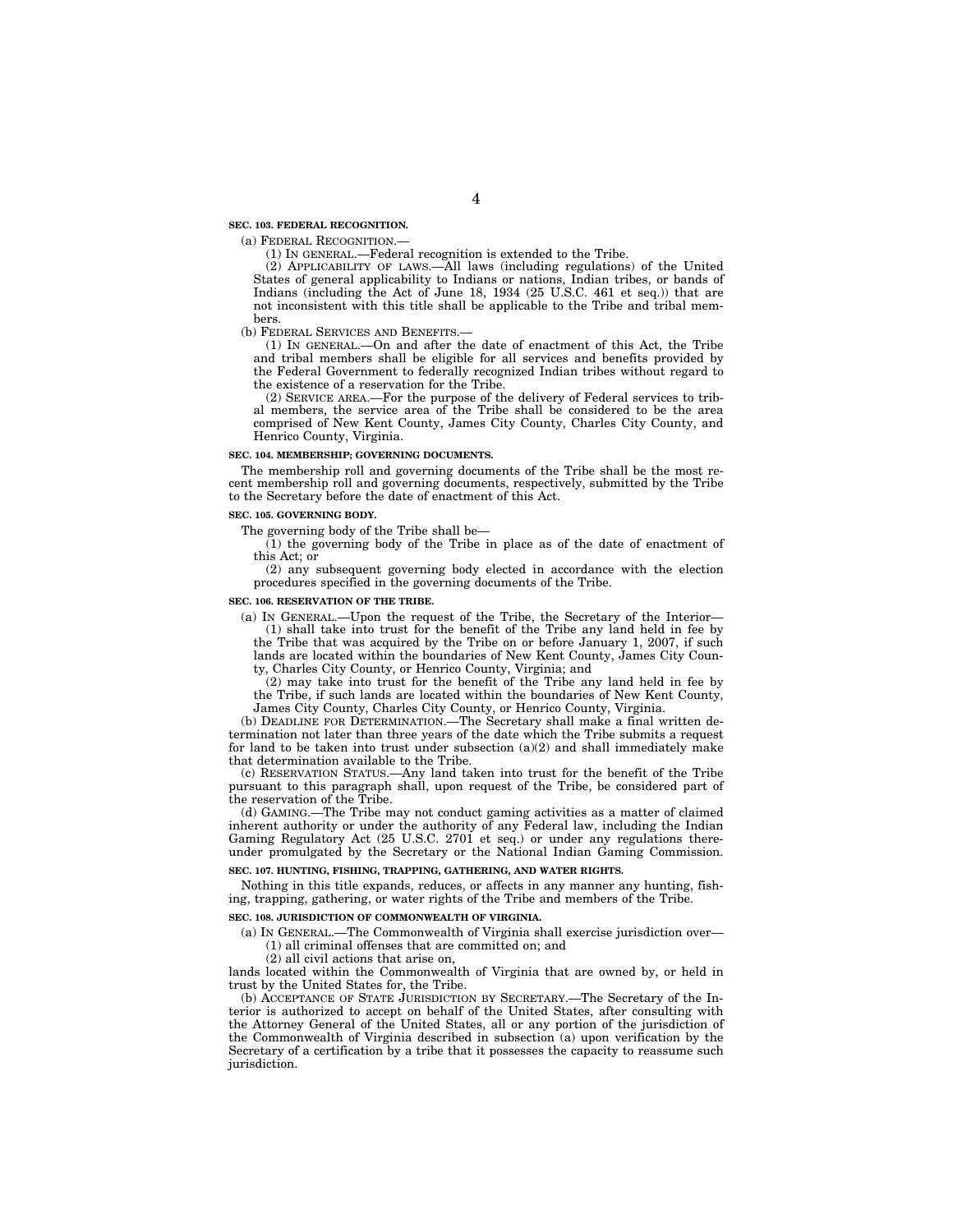**SEC. 103. FEDERAL RECOGNITION.**

(a) FEDERAL RECOGNITION.—

(1) IN GENERAL.—Federal recognition is extended to the Tribe.

(2) APPLICABILITY OF LAWS.—All laws (including regulations) of the United States of general applicability to Indians or nations, Indian tribes, or bands of Indians (including the Act of June 18, 1934 (25 U.S.C. 461 et seq.)) that are not inconsistent with this title shall be applicable to the Tribe and tribal members.

(b) FEDERAL SERVICES AND BENEFITS.—

(1) IN GENERAL.—On and after the date of enactment of this Act, the Tribe and tribal members shall be eligible for all services and benefits provided by the Federal Government to federally recognized Indian tribes without regard to the existence of a reservation for the Tribe.

(2) SERVICE AREA.—For the purpose of the delivery of Federal services to tribal members, the service area of the Tribe shall be considered to be the area comprised of New Kent County, James City County, Charles City County, and Henrico County, Virginia.

**SEC. 104. MEMBERSHIP; GOVERNING DOCUMENTS.**

The membership roll and governing documents of the Tribe shall be the most recent membership roll and governing documents, respectively, submitted by the Tribe to the Secretary before the date of enactment of this Act.

**SEC. 105. GOVERNING BODY.**

The governing body of the Tribe shall be—

(1) the governing body of the Tribe in place as of the date of enactment of this Act; or

(2) any subsequent governing body elected in accordance with the election procedures specified in the governing documents of the Tribe.

**SEC. 106. RESERVATION OF THE TRIBE.**

(a) IN GENERAL.—Upon the request of the Tribe, the Secretary of the Interior—

(1) shall take into trust for the benefit of the Tribe any land held in fee by the Tribe that was acquired by the Tribe on or before January 1, 2007, if such lands are located within the boundaries of New Kent County, James City County, Charles City County, or Henrico County, Virginia; and

(2) may take into trust for the benefit of the Tribe any land held in fee by the Tribe, if such lands are located within the boundaries of New Kent County, James City County, Charles City County, or Henrico County, Virginia.

(b) DEADLINE FOR DETERMINATION.—The Secretary shall make a final written determination not later than three years of the date which the Tribe submits a request for land to be taken into trust under subsection (a)(2) and shall immediately make that determination available to the Tribe.

(c) RESERVATION STATUS.—Any land taken into trust for the benefit of the Tribe pursuant to this paragraph shall, upon request of the Tribe, be considered part of the reservation of the Tribe.

(d) GAMING.—The Tribe may not conduct gaming activities as a matter of claimed inherent authority or under the authority of any Federal law, including the Indian Gaming Regulatory Act (25 U.S.C. 2701 et seq.) or under any regulations thereunder promulgated by the Secretary or the National Indian Gaming Commission.

**SEC. 107. HUNTING, FISHING, TRAPPING, GATHERING, AND WATER RIGHTS.**

Nothing in this title expands, reduces, or affects in any manner any hunting, fishing, trapping, gathering, or water rights of the Tribe and members of the Tribe.

**SEC. 108. JURISDICTION OF COMMONWEALTH OF VIRGINIA.**

(a) IN GENERAL.—The Commonwealth of Virginia shall exercise jurisdiction over—

(1) all criminal offenses that are committed on; and

(2) all civil actions that arise on,

lands located within the Commonwealth of Virginia that are owned by, or held in trust by the United States for, the Tribe.

(b) ACCEPTANCE OF STATE JURISDICTION BY SECRETARY.—The Secretary of the Interior is authorized to accept on behalf of the United States, after consulting with the Attorney General of the United States, all or any portion of the jurisdiction of the Commonwealth of Virginia described in subsection (a) upon verification by the Secretary of a certification by a tribe that it possesses the capacity to reassume such jurisdiction.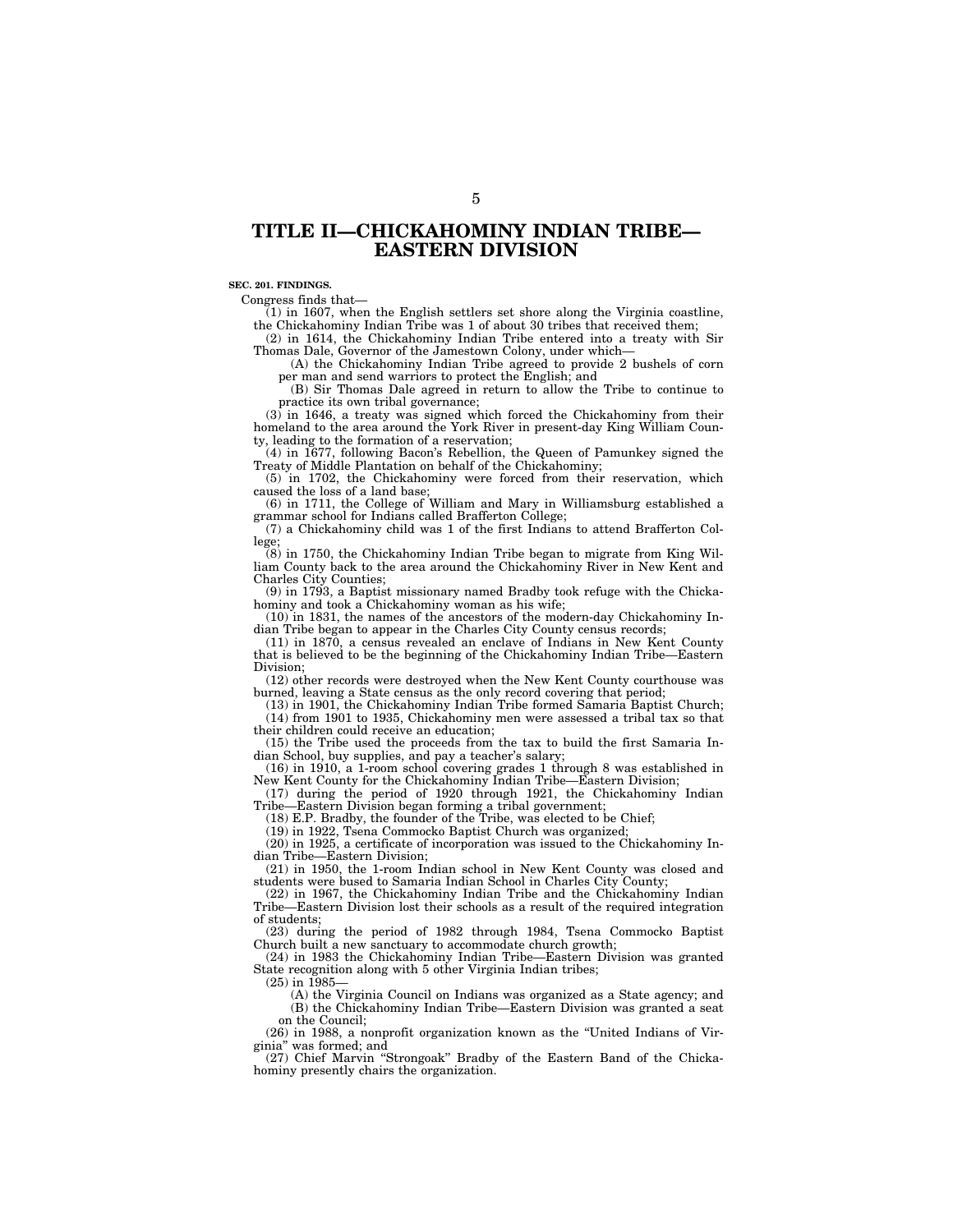# TITLE II—CHICKAHOMINY INDIAN TRIBE—EASTERN DIVISION

**SEC. 201. FINDINGS.**

Congress finds that—

(1) in 1607, when the English settlers set shore along the Virginia coastline, the Chickahominy Indian Tribe was 1 of about 30 tribes that received them;

(2) in 1614, the Chickahominy Indian Tribe entered into a treaty with Sir Thomas Dale, Governor of the Jamestown Colony, under which—

(A) the Chickahominy Indian Tribe agreed to provide 2 bushels of corn per man and send warriors to protect the English; and

(B) Sir Thomas Dale agreed in return to allow the Tribe to continue to practice its own tribal governance;

(3) in 1646, a treaty was signed which forced the Chickahominy from their homeland to the area around the York River in present-day King William County, leading to the formation of a reservation;

(4) in 1677, following Bacon's Rebellion, the Queen of Pamunkey signed the Treaty of Middle Plantation on behalf of the Chickahominy;

(5) in 1702, the Chickahominy were forced from their reservation, which caused the loss of a land base;

(6) in 1711, the College of William and Mary in Williamsburg established a grammar school for Indians called Brafferton College;

(7) a Chickahominy child was 1 of the first Indians to attend Brafferton College;

(8) in 1750, the Chickahominy Indian Tribe began to migrate from King William County back to the area around the Chickahominy River in New Kent and Charles City Counties;

(9) in 1793, a Baptist missionary named Bradby took refuge with the Chickahominy and took a Chickahominy woman as his wife;

(10) in 1831, the names of the ancestors of the modern-day Chickahominy Indian Tribe began to appear in the Charles City County census records;

(11) in 1870, a census revealed an enclave of Indians in New Kent County that is believed to be the beginning of the Chickahominy Indian Tribe—Eastern Division;

(12) other records were destroyed when the New Kent County courthouse was burned, leaving a State census as the only record covering that period;

(13) in 1901, the Chickahominy Indian Tribe formed Samaria Baptist Church;

(14) from 1901 to 1935, Chickahominy men were assessed a tribal tax so that their children could receive an education;

(15) the Tribe used the proceeds from the tax to build the first Samaria Indian School, buy supplies, and pay a teacher's salary;

(16) in 1910, a 1-room school covering grades 1 through 8 was established in New Kent County for the Chickahominy Indian Tribe—Eastern Division;

(17) during the period of 1920 through 1921, the Chickahominy Indian Tribe—Eastern Division began forming a tribal government;

(18) E.P. Bradby, the founder of the Tribe, was elected to be Chief;

(19) in 1922, Tsena Commocko Baptist Church was organized;

(20) in 1925, a certificate of incorporation was issued to the Chickahominy Indian Tribe—Eastern Division;

(21) in 1950, the 1-room Indian school in New Kent County was closed and students were bused to Samaria Indian School in Charles City County;

(22) in 1967, the Chickahominy Indian Tribe and the Chickahominy Indian Tribe—Eastern Division lost their schools as a result of the required integration of students;

(23) during the period of 1982 through 1984, Tsena Commocko Baptist Church built a new sanctuary to accommodate church growth;

(24) in 1983 the Chickahominy Indian Tribe—Eastern Division was granted State recognition along with 5 other Virginia Indian tribes;

(25) in 1985—

(A) the Virginia Council on Indians was organized as a State agency; and

(B) the Chickahominy Indian Tribe—Eastern Division was granted a seat on the Council;

(26) in 1988, a nonprofit organization known as the "United Indians of Virginia" was formed; and

(27) Chief Marvin "Strongoak" Bradby of the Eastern Band of the Chickahominy presently chairs the organization.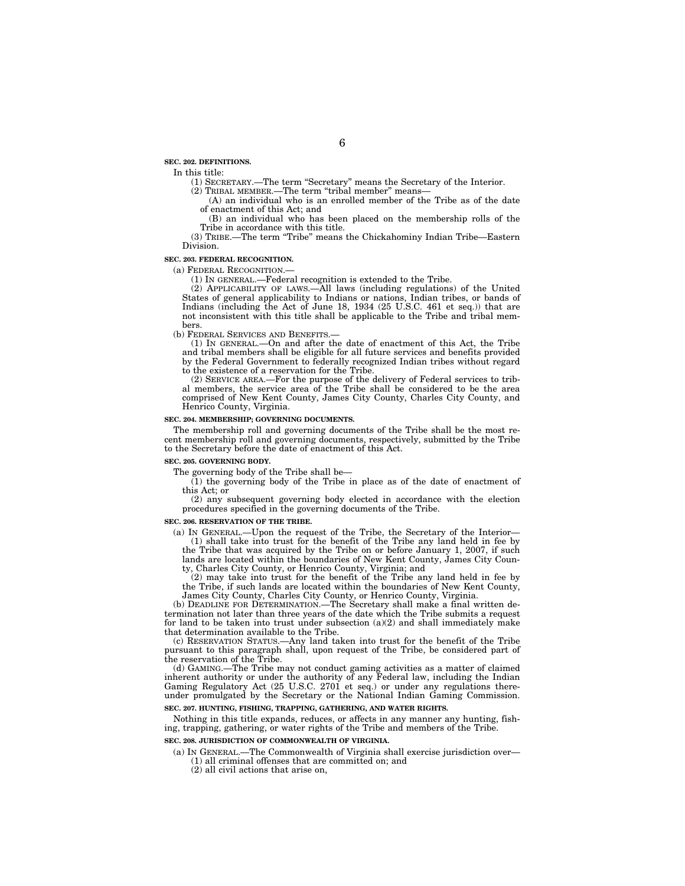**SEC. 202. DEFINITIONS.**

In this title:

(1) SECRETARY.—The term "Secretary" means the Secretary of the Interior.

(2) TRIBAL MEMBER.—The term "tribal member" means—

(A) an individual who is an enrolled member of the Tribe as of the date of enactment of this Act; and

(B) an individual who has been placed on the membership rolls of the Tribe in accordance with this title.

(3) TRIBE.—The term "Tribe" means the Chickahominy Indian Tribe—Eastern Division.

**SEC. 203. FEDERAL RECOGNITION.**

(a) FEDERAL RECOGNITION.—

(1) IN GENERAL.—Federal recognition is extended to the Tribe.

(2) APPLICABILITY OF LAWS.—All laws (including regulations) of the United States of general applicability to Indians or nations, Indian tribes, or bands of Indians (including the Act of June 18, 1934 (25 U.S.C. 461 et seq.)) that are not inconsistent with this title shall be applicable to the Tribe and tribal members.

(b) FEDERAL SERVICES AND BENEFITS.—

(1) IN GENERAL.—On and after the date of enactment of this Act, the Tribe and tribal members shall be eligible for all future services and benefits provided by the Federal Government to federally recognized Indian tribes without regard to the existence of a reservation for the Tribe.

(2) SERVICE AREA.—For the purpose of the delivery of Federal services to tribal members, the service area of the Tribe shall be considered to be the area comprised of New Kent County, James City County, Charles City County, and Henrico County, Virginia.

**SEC. 204. MEMBERSHIP; GOVERNING DOCUMENTS.**

The membership roll and governing documents of the Tribe shall be the most recent membership roll and governing documents, respectively, submitted by the Tribe to the Secretary before the date of enactment of this Act.

**SEC. 205. GOVERNING BODY.**

The governing body of the Tribe shall be—

(1) the governing body of the Tribe in place as of the date of enactment of this Act; or

(2) any subsequent governing body elected in accordance with the election procedures specified in the governing documents of the Tribe.

**SEC. 206. RESERVATION OF THE TRIBE.**

(a) IN GENERAL.—Upon the request of the Tribe, the Secretary of the Interior—

(1) shall take into trust for the benefit of the Tribe any land held in fee by the Tribe that was acquired by the Tribe on or before January 1, 2007, if such lands are located within the boundaries of New Kent County, James City County, Charles City County, or Henrico County, Virginia; and

(2) may take into trust for the benefit of the Tribe any land held in fee by the Tribe, if such lands are located within the boundaries of New Kent County, James City County, Charles City County, or Henrico County, Virginia.

(b) DEADLINE FOR DETERMINATION.—The Secretary shall make a final written determination not later than three years of the date which the Tribe submits a request for land to be taken into trust under subsection (a)(2) and shall immediately make that determination available to the Tribe.

(c) RESERVATION STATUS.—Any land taken into trust for the benefit of the Tribe pursuant to this paragraph shall, upon request of the Tribe, be considered part of the reservation of the Tribe.

(d) GAMING.—The Tribe may not conduct gaming activities as a matter of claimed inherent authority or under the authority of any Federal law, including the Indian Gaming Regulatory Act (25 U.S.C. 2701 et seq.) or under any regulations thereunder promulgated by the Secretary or the National Indian Gaming Commission.

**SEC. 207. HUNTING, FISHING, TRAPPING, GATHERING, AND WATER RIGHTS.**

Nothing in this title expands, reduces, or affects in any manner any hunting, fishing, trapping, gathering, or water rights of the Tribe and members of the Tribe.

**SEC. 208. JURISDICTION OF COMMONWEALTH OF VIRGINIA.**

(a) IN GENERAL.—The Commonwealth of Virginia shall exercise jurisdiction over—

(1) all criminal offenses that are committed on; and

(2) all civil actions that arise on,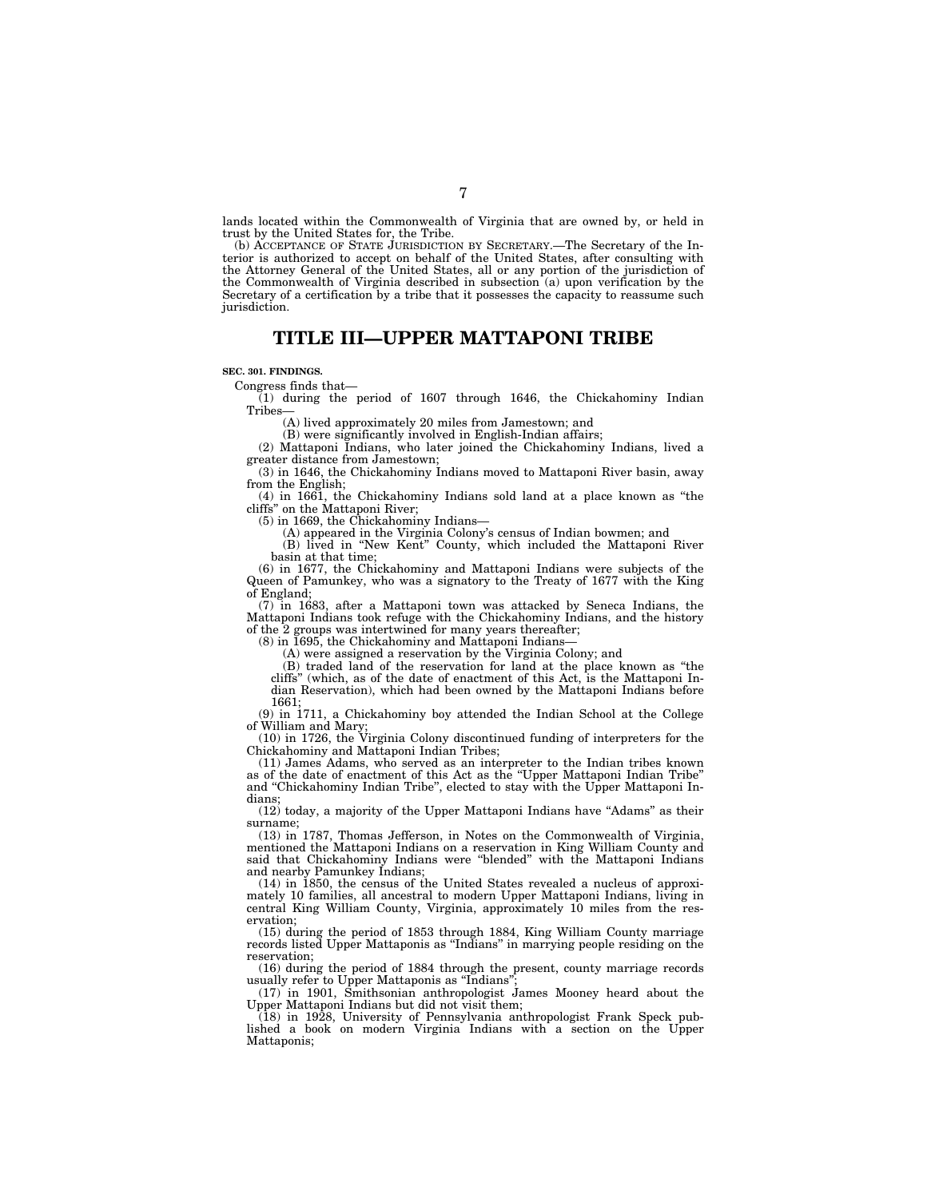lands located within the Commonwealth of Virginia that are owned by, or held in trust by the United States for, the Tribe.

(b) ACCEPTANCE OF STATE JURISDICTION BY SECRETARY.—The Secretary of the Interior is authorized to accept on behalf of the United States, after consulting with the Attorney General of the United States, all or any portion of the jurisdiction of the Commonwealth of Virginia described in subsection (a) upon verification by the Secretary of a certification by a tribe that it possesses the capacity to reassume such jurisdiction.

# TITLE III—UPPER MATTAPONI TRIBE

**SEC. 301. FINDINGS.**

Congress finds that—

(1) during the period of 1607 through 1646, the Chickahominy Indian Tribes—

(A) lived approximately 20 miles from Jamestown; and

(B) were significantly involved in English-Indian affairs;

(2) Mattaponi Indians, who later joined the Chickahominy Indians, lived a greater distance from Jamestown;

(3) in 1646, the Chickahominy Indians moved to Mattaponi River basin, away from the English;

(4) in 1661, the Chickahominy Indians sold land at a place known as "the cliffs" on the Mattaponi River;

(5) in 1669, the Chickahominy Indians—

(A) appeared in the Virginia Colony's census of Indian bowmen; and

(B) lived in "New Kent" County, which included the Mattaponi River basin at that time;

(6) in 1677, the Chickahominy and Mattaponi Indians were subjects of the Queen of Pamunkey, who was a signatory to the Treaty of 1677 with the King of England;

(7) in 1683, after a Mattaponi town was attacked by Seneca Indians, the Mattaponi Indians took refuge with the Chickahominy Indians, and the history of the 2 groups was intertwined for many years thereafter;

(8) in 1695, the Chickahominy and Mattaponi Indians—

(A) were assigned a reservation by the Virginia Colony; and

(B) traded land of the reservation for land at the place known as "the cliffs" (which, as of the date of enactment of this Act, is the Mattaponi Indian Reservation), which had been owned by the Mattaponi Indians before 1661;

(9) in 1711, a Chickahominy boy attended the Indian School at the College of William and Mary;

(10) in 1726, the Virginia Colony discontinued funding of interpreters for the Chickahominy and Mattaponi Indian Tribes;

(11) James Adams, who served as an interpreter to the Indian tribes known as of the date of enactment of this Act as the "Upper Mattaponi Indian Tribe" and "Chickahominy Indian Tribe", elected to stay with the Upper Mattaponi Indians;

(12) today, a majority of the Upper Mattaponi Indians have "Adams" as their surname;

(13) in 1787, Thomas Jefferson, in Notes on the Commonwealth of Virginia, mentioned the Mattaponi Indians on a reservation in King William County and said that Chickahominy Indians were "blended" with the Mattaponi Indians and nearby Pamunkey Indians;

(14) in 1850, the census of the United States revealed a nucleus of approximately 10 families, all ancestral to modern Upper Mattaponi Indians, living in central King William County, Virginia, approximately 10 miles from the reservation;

(15) during the period of 1853 through 1884, King William County marriage records listed Upper Mattaponis as "Indians" in marrying people residing on the reservation;

(16) during the period of 1884 through the present, county marriage records usually refer to Upper Mattaponis as "Indians";

(17) in 1901, Smithsonian anthropologist James Mooney heard about the Upper Mattaponi Indians but did not visit them;

(18) in 1928, University of Pennsylvania anthropologist Frank Speck published a book on modern Virginia Indians with a section on the Upper Mattaponis;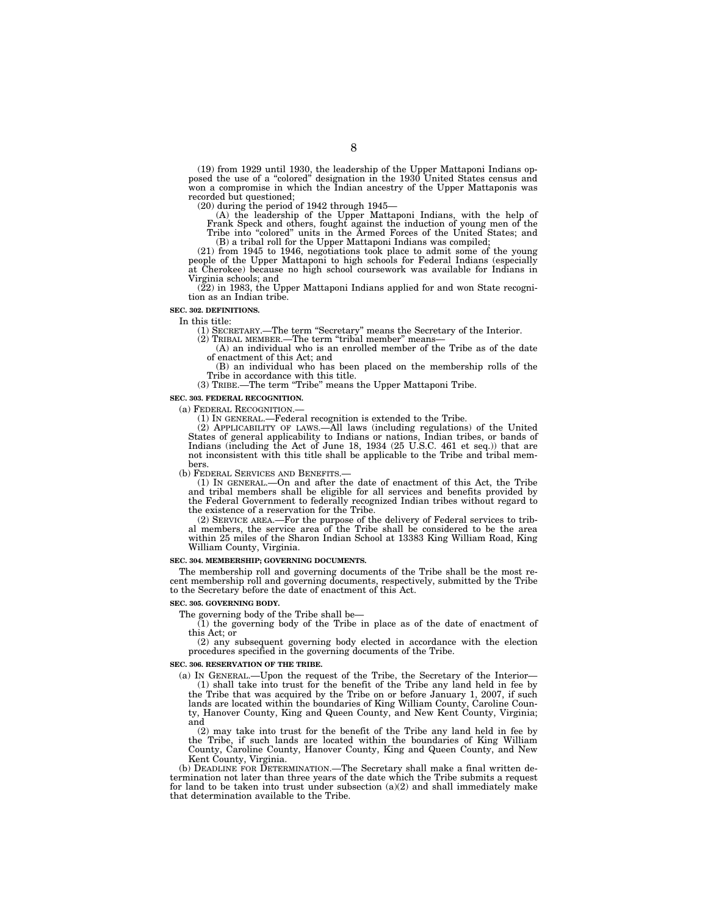(19) from 1929 until 1930, the leadership of the Upper Mattaponi Indians opposed the use of a "colored" designation in the 1930 United States census and won a compromise in which the Indian ancestry of the Upper Mattaponis was recorded but questioned;

(20) during the period of 1942 through 1945—

(A) the leadership of the Upper Mattaponi Indians, with the help of Frank Speck and others, fought against the induction of young men of the Tribe into "colored" units in the Armed Forces of the United States; and

(B) a tribal roll for the Upper Mattaponi Indians was compiled;

(21) from 1945 to 1946, negotiations took place to admit some of the young people of the Upper Mattaponi to high schools for Federal Indians (especially at Cherokee) because no high school coursework was available for Indians in Virginia schools; and

(22) in 1983, the Upper Mattaponi Indians applied for and won State recognition as an Indian tribe.

**SEC. 302. DEFINITIONS.**

In this title:

(1) SECRETARY.—The term "Secretary" means the Secretary of the Interior.

(2) TRIBAL MEMBER.—The term "tribal member" means—

(A) an individual who is an enrolled member of the Tribe as of the date of enactment of this Act; and

(B) an individual who has been placed on the membership rolls of the Tribe in accordance with this title.

(3) TRIBE.—The term "Tribe" means the Upper Mattaponi Tribe.

**SEC. 303. FEDERAL RECOGNITION.**

(a) FEDERAL RECOGNITION.—

(1) IN GENERAL.—Federal recognition is extended to the Tribe.

(2) APPLICABILITY OF LAWS.—All laws (including regulations) of the United States of general applicability to Indians or nations, Indian tribes, or bands of Indians (including the Act of June 18, 1934 (25 U.S.C. 461 et seq.)) that are not inconsistent with this title shall be applicable to the Tribe and tribal members.

(b) FEDERAL SERVICES AND BENEFITS.—

(1) IN GENERAL.—On and after the date of enactment of this Act, the Tribe and tribal members shall be eligible for all services and benefits provided by the Federal Government to federally recognized Indian tribes without regard to the existence of a reservation for the Tribe.

(2) SERVICE AREA.—For the purpose of the delivery of Federal services to tribal members, the service area of the Tribe shall be considered to be the area within 25 miles of the Sharon Indian School at 13383 King William Road, King William County, Virginia.

**SEC. 304. MEMBERSHIP; GOVERNING DOCUMENTS.**

The membership roll and governing documents of the Tribe shall be the most recent membership roll and governing documents, respectively, submitted by the Tribe to the Secretary before the date of enactment of this Act.

**SEC. 305. GOVERNING BODY.**

The governing body of the Tribe shall be—

(1) the governing body of the Tribe in place as of the date of enactment of this Act; or

(2) any subsequent governing body elected in accordance with the election procedures specified in the governing documents of the Tribe.

**SEC. 306. RESERVATION OF THE TRIBE.**

(a) IN GENERAL.—Upon the request of the Tribe, the Secretary of the Interior—

(1) shall take into trust for the benefit of the Tribe any land held in fee by the Tribe that was acquired by the Tribe on or before January 1, 2007, if such lands are located within the boundaries of King William County, Caroline County, Hanover County, King and Queen County, and New Kent County, Virginia; and

(2) may take into trust for the benefit of the Tribe any land held in fee by the Tribe, if such lands are located within the boundaries of King William County, Caroline County, Hanover County, King and Queen County, and New Kent County, Virginia.

(b) DEADLINE FOR DETERMINATION.—The Secretary shall make a final written determination not later than three years of the date which the Tribe submits a request for land to be taken into trust under subsection (a)(2) and shall immediately make that determination available to the Tribe.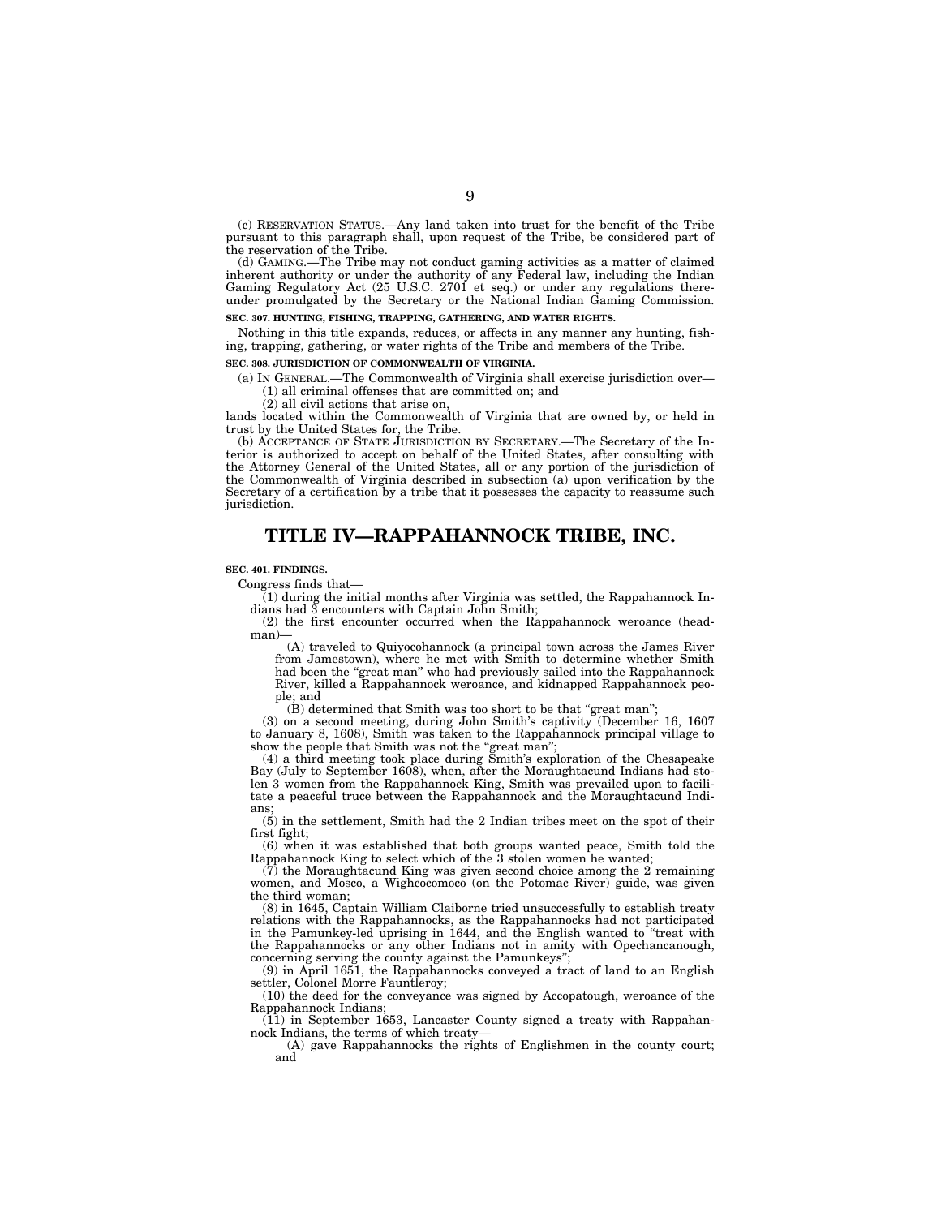(c) RESERVATION STATUS.—Any land taken into trust for the benefit of the Tribe pursuant to this paragraph shall, upon request of the Tribe, be considered part of the reservation of the Tribe.

(d) GAMING.—The Tribe may not conduct gaming activities as a matter of claimed inherent authority or under the authority of any Federal law, including the Indian Gaming Regulatory Act (25 U.S.C. 2701 et seq.) or under any regulations thereunder promulgated by the Secretary or the National Indian Gaming Commission.

**SEC. 307. HUNTING, FISHING, TRAPPING, GATHERING, AND WATER RIGHTS.**

Nothing in this title expands, reduces, or affects in any manner any hunting, fishing, trapping, gathering, or water rights of the Tribe and members of the Tribe.

**SEC. 308. JURISDICTION OF COMMONWEALTH OF VIRGINIA.**

(a) IN GENERAL.—The Commonwealth of Virginia shall exercise jurisdiction over—

(1) all criminal offenses that are committed on; and

(2) all civil actions that arise on,

lands located within the Commonwealth of Virginia that are owned by, or held in trust by the United States for, the Tribe.

(b) ACCEPTANCE OF STATE JURISDICTION BY SECRETARY.—The Secretary of the Interior is authorized to accept on behalf of the United States, after consulting with the Attorney General of the United States, all or any portion of the jurisdiction of the Commonwealth of Virginia described in subsection (a) upon verification by the Secretary of a certification by a tribe that it possesses the capacity to reassume such jurisdiction.

# TITLE IV—RAPPAHANNOCK TRIBE, INC.

**SEC. 401. FINDINGS.**

Congress finds that—

(1) during the initial months after Virginia was settled, the Rappahannock Indians had 3 encounters with Captain John Smith;

(2) the first encounter occurred when the Rappahannock weroance (headman)—

(A) traveled to Quiyocohannock (a principal town across the James River from Jamestown), where he met with Smith to determine whether Smith had been the "great man" who had previously sailed into the Rappahannock River, killed a Rappahannock weroance, and kidnapped Rappahannock people; and

(B) determined that Smith was too short to be that "great man";

(3) on a second meeting, during John Smith's captivity (December 16, 1607 to January 8, 1608), Smith was taken to the Rappahannock principal village to show the people that Smith was not the "great man";

(4) a third meeting took place during Smith's exploration of the Chesapeake Bay (July to September 1608), when, after the Moraughtacund Indians had stolen 3 women from the Rappahannock King, Smith was prevailed upon to facilitate a peaceful truce between the Rappahannock and the Moraughtacund Indians;

(5) in the settlement, Smith had the 2 Indian tribes meet on the spot of their first fight;

(6) when it was established that both groups wanted peace, Smith told the Rappahannock King to select which of the 3 stolen women he wanted;

(7) the Moraughtacund King was given second choice among the 2 remaining women, and Mosco, a Wighcocomoco (on the Potomac River) guide, was given the third woman;

(8) in 1645, Captain William Claiborne tried unsuccessfully to establish treaty relations with the Rappahannocks, as the Rappahannocks had not participated in the Pamunkey-led uprising in 1644, and the English wanted to "treat with the Rappahannocks or any other Indians not in amity with Opechancanough, concerning serving the county against the Pamunkeys";

(9) in April 1651, the Rappahannocks conveyed a tract of land to an English settler, Colonel Morre Fauntleroy;

(10) the deed for the conveyance was signed by Accopatough, weroance of the Rappahannock Indians;

(11) in September 1653, Lancaster County signed a treaty with Rappahannock Indians, the terms of which treaty—

(A) gave Rappahannocks the rights of Englishmen in the county court; and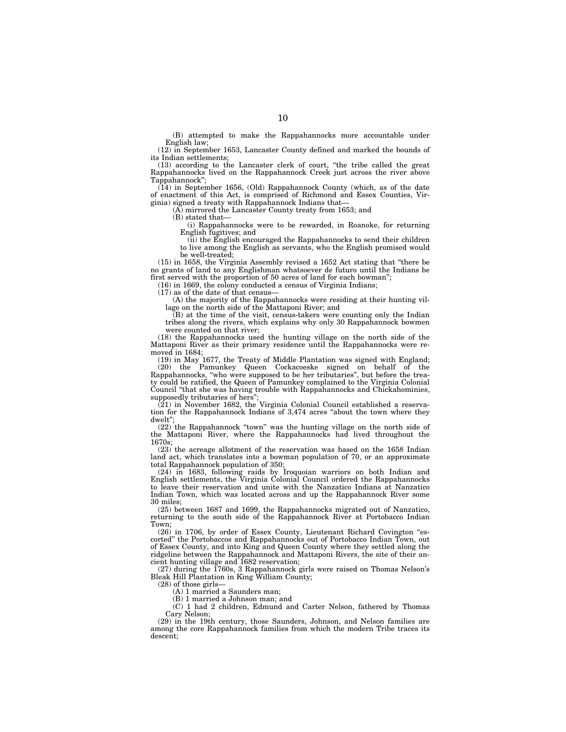(B) attempted to make the Rappahannocks more accountable under English law;

(12) in September 1653, Lancaster County defined and marked the bounds of its Indian settlements;

(13) according to the Lancaster clerk of court, "the tribe called the great Rappahannocks lived on the Rappahannock Creek just across the river above Tappahannock";

(14) in September 1656, (Old) Rappahannock County (which, as of the date of enactment of this Act, is comprised of Richmond and Essex Counties, Virginia) signed a treaty with Rappahannock Indians that—

(A) mirrored the Lancaster County treaty from 1653; and

(B) stated that—

(i) Rappahannocks were to be rewarded, in Roanoke, for returning English fugitives; and

(ii) the English encouraged the Rappahannocks to send their children to live among the English as servants, who the English promised would be well-treated;

(15) in 1658, the Virginia Assembly revised a 1652 Act stating that "there be no grants of land to any Englishman whatsoever de futuro until the Indians be first served with the proportion of 50 acres of land for each bowman";

(16) in 1669, the colony conducted a census of Virginia Indians;

(17) as of the date of that census—

(A) the majority of the Rappahannocks were residing at their hunting village on the north side of the Mattaponi River; and

(B) at the time of the visit, census-takers were counting only the Indian tribes along the rivers, which explains why only 30 Rappahannock bowmen were counted on that river;

(18) the Rappahannocks used the hunting village on the north side of the Mattaponi River as their primary residence until the Rappahannocks were removed in 1684;

(19) in May 1677, the Treaty of Middle Plantation was signed with England;

(20) the Pamunkey Queen Cockacoeske signed on behalf of the Rappahannocks, "who were supposed to be her tributaries", but before the treaty could be ratified, the Queen of Pamunkey complained to the Virginia Colonial Council "that she was having trouble with Rappahannocks and Chickahominies, supposedly tributaries of hers";

(21) in November 1682, the Virginia Colonial Council established a reservation for the Rappahannock Indians of 3,474 acres "about the town where they dwelt";

(22) the Rappahannock "town" was the hunting village on the north side of the Mattaponi River, where the Rappahannocks had lived throughout the 1670s;

(23) the acreage allotment of the reservation was based on the 1658 Indian land act, which translates into a bowman population of 70, or an approximate total Rappahannock population of 350;

(24) in 1683, following raids by Iroquoian warriors on both Indian and English settlements, the Virginia Colonial Council ordered the Rappahannocks to leave their reservation and unite with the Nanzatico Indians at Nanzatico Indian Town, which was located across and up the Rappahannock River some 30 miles;

(25) between 1687 and 1699, the Rappahannocks migrated out of Nanzatico, returning to the south side of the Rappahannock River at Portobacco Indian Town;

(26) in 1706, by order of Essex County, Lieutenant Richard Covington "escorted" the Portobaccos and Rappahannocks out of Portobacco Indian Town, out of Essex County, and into King and Queen County where they settled along the ridgeline between the Rappahannock and Mattaponi Rivers, the site of their ancient hunting village and 1682 reservation;

(27) during the 1760s, 3 Rappahannock girls were raised on Thomas Nelson's Bleak Hill Plantation in King William County;

(28) of those girls—

(A) 1 married a Saunders man;

(B) 1 married a Johnson man; and

(C) 1 had 2 children, Edmund and Carter Nelson, fathered by Thomas Cary Nelson;

(29) in the 19th century, those Saunders, Johnson, and Nelson families are among the core Rappahannock families from which the modern Tribe traces its descent;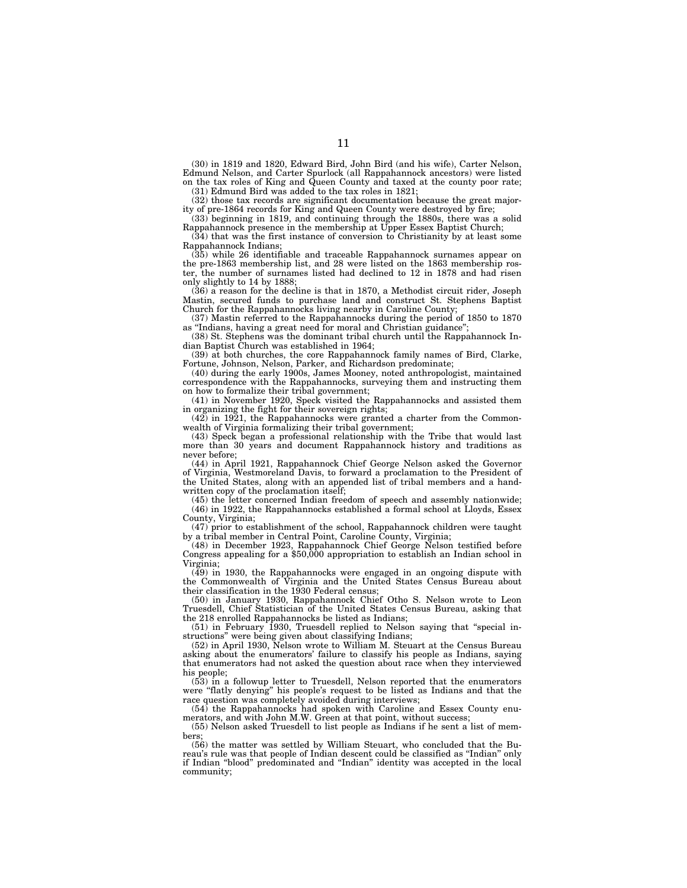(30) in 1819 and 1820, Edward Bird, John Bird (and his wife), Carter Nelson, Edmund Nelson, and Carter Spurlock (all Rappahannock ancestors) were listed on the tax roles of King and Queen County and taxed at the county poor rate;

(31) Edmund Bird was added to the tax roles in 1821;

(32) those tax records are significant documentation because the great majority of pre-1864 records for King and Queen County were destroyed by fire;

(33) beginning in 1819, and continuing through the 1880s, there was a solid Rappahannock presence in the membership at Upper Essex Baptist Church;

(34) that was the first instance of conversion to Christianity by at least some Rappahannock Indians;

(35) while 26 identifiable and traceable Rappahannock surnames appear on the pre-1863 membership list, and 28 were listed on the 1863 membership roster, the number of surnames listed had declined to 12 in 1878 and had risen only slightly to 14 by 1888;

(36) a reason for the decline is that in 1870, a Methodist circuit rider, Joseph Mastin, secured funds to purchase land and construct St. Stephens Baptist Church for the Rappahannocks living nearby in Caroline County;

(37) Mastin referred to the Rappahannocks during the period of 1850 to 1870 as "Indians, having a great need for moral and Christian guidance";

(38) St. Stephens was the dominant tribal church until the Rappahannock Indian Baptist Church was established in 1964;

(39) at both churches, the core Rappahannock family names of Bird, Clarke, Fortune, Johnson, Nelson, Parker, and Richardson predominate;

(40) during the early 1900s, James Mooney, noted anthropologist, maintained correspondence with the Rappahannocks, surveying them and instructing them on how to formalize their tribal government;

(41) in November 1920, Speck visited the Rappahannocks and assisted them in organizing the fight for their sovereign rights;

(42) in 1921, the Rappahannocks were granted a charter from the Commonwealth of Virginia formalizing their tribal government;

(43) Speck began a professional relationship with the Tribe that would last more than 30 years and document Rappahannock history and traditions as never before;

(44) in April 1921, Rappahannock Chief George Nelson asked the Governor of Virginia, Westmoreland Davis, to forward a proclamation to the President of the United States, along with an appended list of tribal members and a handwritten copy of the proclamation itself;

(45) the letter concerned Indian freedom of speech and assembly nationwide;

(46) in 1922, the Rappahannocks established a formal school at Lloyds, Essex County, Virginia;

(47) prior to establishment of the school, Rappahannock children were taught by a tribal member in Central Point, Caroline County, Virginia;

(48) in December 1923, Rappahannock Chief George Nelson testified before Congress appealing for a $50,000 appropriation to establish an Indian school in Virginia;

(49) in 1930, the Rappahannocks were engaged in an ongoing dispute with the Commonwealth of Virginia and the United States Census Bureau about their classification in the 1930 Federal census;

(50) in January 1930, Rappahannock Chief Otho S. Nelson wrote to Leon Truesdell, Chief Statistician of the United States Census Bureau, asking that the 218 enrolled Rappahannocks be listed as Indians;

(51) in February 1930, Truesdell replied to Nelson saying that "special instructions" were being given about classifying Indians;

(52) in April 1930, Nelson wrote to William M. Steuart at the Census Bureau asking about the enumerators' failure to classify his people as Indians, saying that enumerators had not asked the question about race when they interviewed his people;

(53) in a followup letter to Truesdell, Nelson reported that the enumerators were "flatly denying" his people's request to be listed as Indians and that the race question was completely avoided during interviews;

(54) the Rappahannocks had spoken with Caroline and Essex County enumerators, and with John M.W. Green at that point, without success;

(55) Nelson asked Truesdell to list people as Indians if he sent a list of members;

(56) the matter was settled by William Steuart, who concluded that the Bureau's rule was that people of Indian descent could be classified as "Indian" only if Indian "blood" predominated and "Indian" identity was accepted in the local community;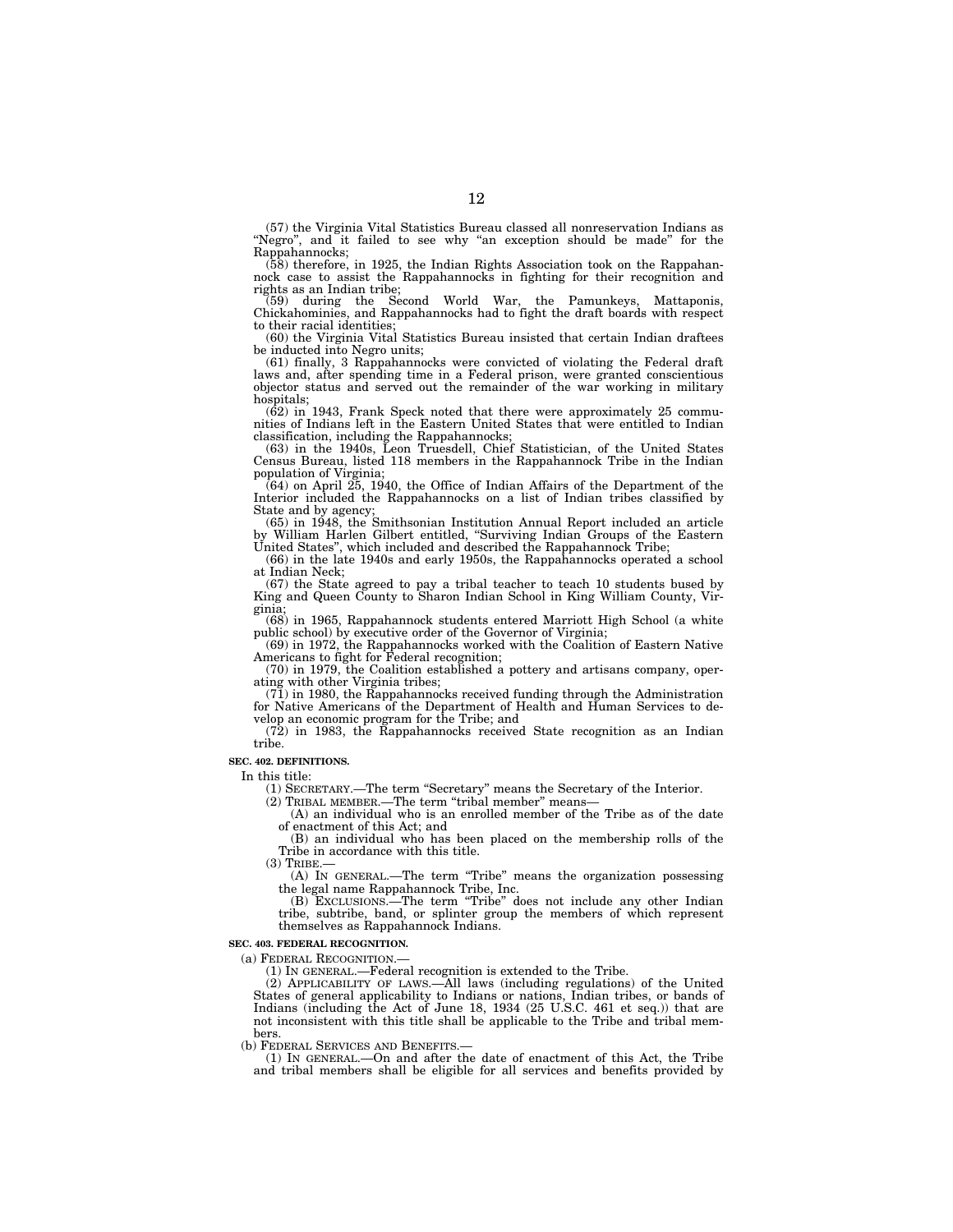(57) the Virginia Vital Statistics Bureau classed all nonreservation Indians as "Negro", and it failed to see why "an exception should be made" for the Rappahannocks;

(58) therefore, in 1925, the Indian Rights Association took on the Rappahannock case to assist the Rappahannocks in fighting for their recognition and rights as an Indian tribe;

(59) during the Second World War, the Pamunkeys, Mattaponis, Chickahominies, and Rappahannocks had to fight the draft boards with respect to their racial identities;

(60) the Virginia Vital Statistics Bureau insisted that certain Indian draftees be inducted into Negro units;

(61) finally, 3 Rappahannocks were convicted of violating the Federal draft laws and, after spending time in a Federal prison, were granted conscientious objector status and served out the remainder of the war working in military hospitals;

(62) in 1943, Frank Speck noted that there were approximately 25 communities of Indians left in the Eastern United States that were entitled to Indian classification, including the Rappahannocks;

(63) in the 1940s, Leon Truesdell, Chief Statistician, of the United States Census Bureau, listed 118 members in the Rappahannock Tribe in the Indian population of Virginia;

(64) on April 25, 1940, the Office of Indian Affairs of the Department of the Interior included the Rappahannocks on a list of Indian tribes classified by State and by agency;

(65) in 1948, the Smithsonian Institution Annual Report included an article by William Harlen Gilbert entitled, "Surviving Indian Groups of the Eastern United States", which included and described the Rappahannock Tribe;

(66) in the late 1940s and early 1950s, the Rappahannocks operated a school at Indian Neck;

(67) the State agreed to pay a tribal teacher to teach 10 students bused by King and Queen County to Sharon Indian School in King William County, Virginia;

(68) in 1965, Rappahannock students entered Marriott High School (a white public school) by executive order of the Governor of Virginia;

(69) in 1972, the Rappahannocks worked with the Coalition of Eastern Native Americans to fight for Federal recognition;

(70) in 1979, the Coalition established a pottery and artisans company, operating with other Virginia tribes;

(71) in 1980, the Rappahannocks received funding through the Administration for Native Americans of the Department of Health and Human Services to develop an economic program for the Tribe; and

(72) in 1983, the Rappahannocks received State recognition as an Indian tribe.

**SEC. 402. DEFINITIONS.**

In this title:

(1) SECRETARY.—The term "Secretary" means the Secretary of the Interior.

(2) TRIBAL MEMBER.—The term "tribal member" means—

(A) an individual who is an enrolled member of the Tribe as of the date of enactment of this Act; and

(B) an individual who has been placed on the membership rolls of the Tribe in accordance with this title.

(3) TRIBE.—

(A) IN GENERAL.—The term "Tribe" means the organization possessing the legal name Rappahannock Tribe, Inc.

(B) EXCLUSIONS.—The term "Tribe" does not include any other Indian tribe, subtribe, band, or splinter group the members of which represent themselves as Rappahannock Indians.

**SEC. 403. FEDERAL RECOGNITION.**

(a) FEDERAL RECOGNITION.—

(1) IN GENERAL.—Federal recognition is extended to the Tribe.

(2) APPLICABILITY OF LAWS.—All laws (including regulations) of the United States of general applicability to Indians or nations, Indian tribes, or bands of Indians (including the Act of June 18, 1934 (25 U.S.C. 461 et seq.)) that are not inconsistent with this title shall be applicable to the Tribe and tribal members.

(b) FEDERAL SERVICES AND BENEFITS.—

(1) IN GENERAL.—On and after the date of enactment of this Act, the Tribe and tribal members shall be eligible for all services and benefits provided by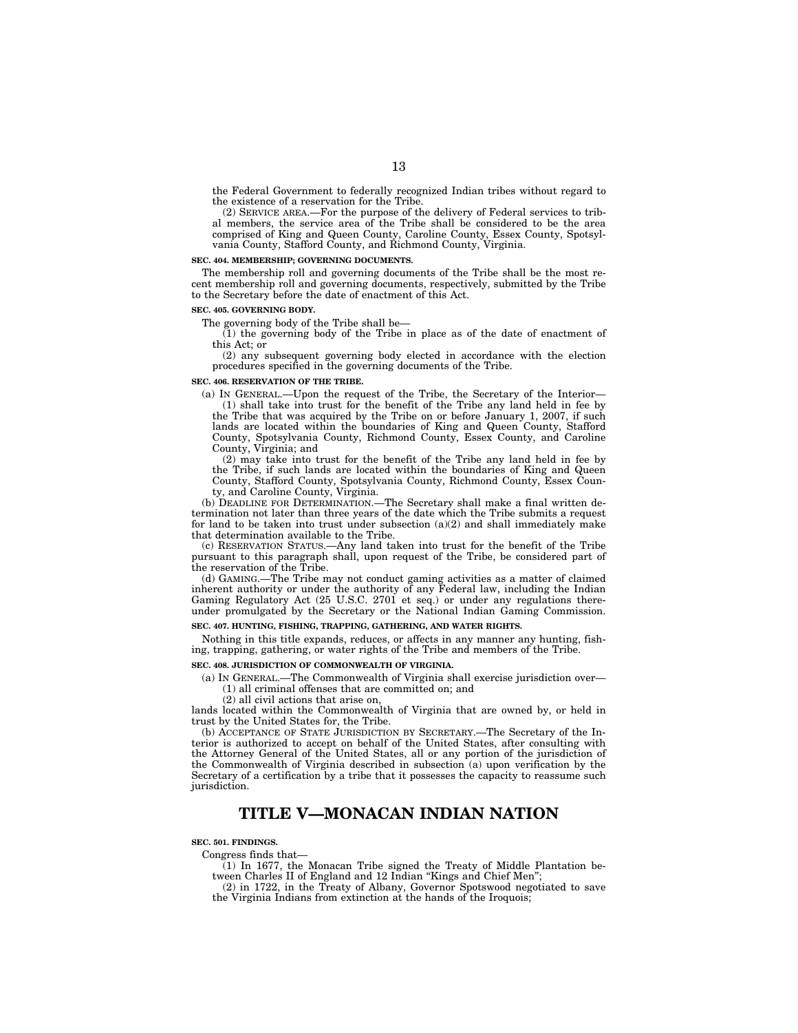the Federal Government to federally recognized Indian tribes without regard to the existence of a reservation for the Tribe.

(2) SERVICE AREA.—For the purpose of the delivery of Federal services to tribal members, the service area of the Tribe shall be considered to be the area comprised of King and Queen County, Caroline County, Essex County, Spotsylvania County, Stafford County, and Richmond County, Virginia.

**SEC. 404. MEMBERSHIP; GOVERNING DOCUMENTS.**

The membership roll and governing documents of the Tribe shall be the most recent membership roll and governing documents, respectively, submitted by the Tribe to the Secretary before the date of enactment of this Act.

**SEC. 405. GOVERNING BODY.**

The governing body of the Tribe shall be—

(1) the governing body of the Tribe in place as of the date of enactment of this Act; or

(2) any subsequent governing body elected in accordance with the election procedures specified in the governing documents of the Tribe.

**SEC. 406. RESERVATION OF THE TRIBE.**

(a) IN GENERAL.—Upon the request of the Tribe, the Secretary of the Interior—

(1) shall take into trust for the benefit of the Tribe any land held in fee by the Tribe that was acquired by the Tribe on or before January 1, 2007, if such lands are located within the boundaries of King and Queen County, Stafford County, Spotsylvania County, Richmond County, Essex County, and Caroline County, Virginia; and

(2) may take into trust for the benefit of the Tribe any land held in fee by the Tribe, if such lands are located within the boundaries of King and Queen County, Stafford County, Spotsylvania County, Richmond County, Essex County, and Caroline County, Virginia.

(b) DEADLINE FOR DETERMINATION.—The Secretary shall make a final written determination not later than three years of the date which the Tribe submits a request for land to be taken into trust under subsection (a)(2) and shall immediately make that determination available to the Tribe.

(c) RESERVATION STATUS.—Any land taken into trust for the benefit of the Tribe pursuant to this paragraph shall, upon request of the Tribe, be considered part of the reservation of the Tribe.

(d) GAMING.—The Tribe may not conduct gaming activities as a matter of claimed inherent authority or under the authority of any Federal law, including the Indian Gaming Regulatory Act (25 U.S.C. 2701 et seq.) or under any regulations thereunder promulgated by the Secretary or the National Indian Gaming Commission.

**SEC. 407. HUNTING, FISHING, TRAPPING, GATHERING, AND WATER RIGHTS.**

Nothing in this title expands, reduces, or affects in any manner any hunting, fishing, trapping, gathering, or water rights of the Tribe and members of the Tribe.

**SEC. 408. JURISDICTION OF COMMONWEALTH OF VIRGINIA.**

(a) IN GENERAL.—The Commonwealth of Virginia shall exercise jurisdiction over—

(1) all criminal offenses that are committed on; and

(2) all civil actions that arise on,

lands located within the Commonwealth of Virginia that are owned by, or held in trust by the United States for, the Tribe.

(b) ACCEPTANCE OF STATE JURISDICTION BY SECRETARY.—The Secretary of the Interior is authorized to accept on behalf of the United States, after consulting with the Attorney General of the United States, all or any portion of the jurisdiction of the Commonwealth of Virginia described in subsection (a) upon verification by the Secretary of a certification by a tribe that it possesses the capacity to reassume such jurisdiction.

# TITLE V—MONACAN INDIAN NATION

**SEC. 501. FINDINGS.**

Congress finds that—

(1) In 1677, the Monacan Tribe signed the Treaty of Middle Plantation between Charles II of England and 12 Indian "Kings and Chief Men";

(2) in 1722, in the Treaty of Albany, Governor Spotswood negotiated to save the Virginia Indians from extinction at the hands of the Iroquois;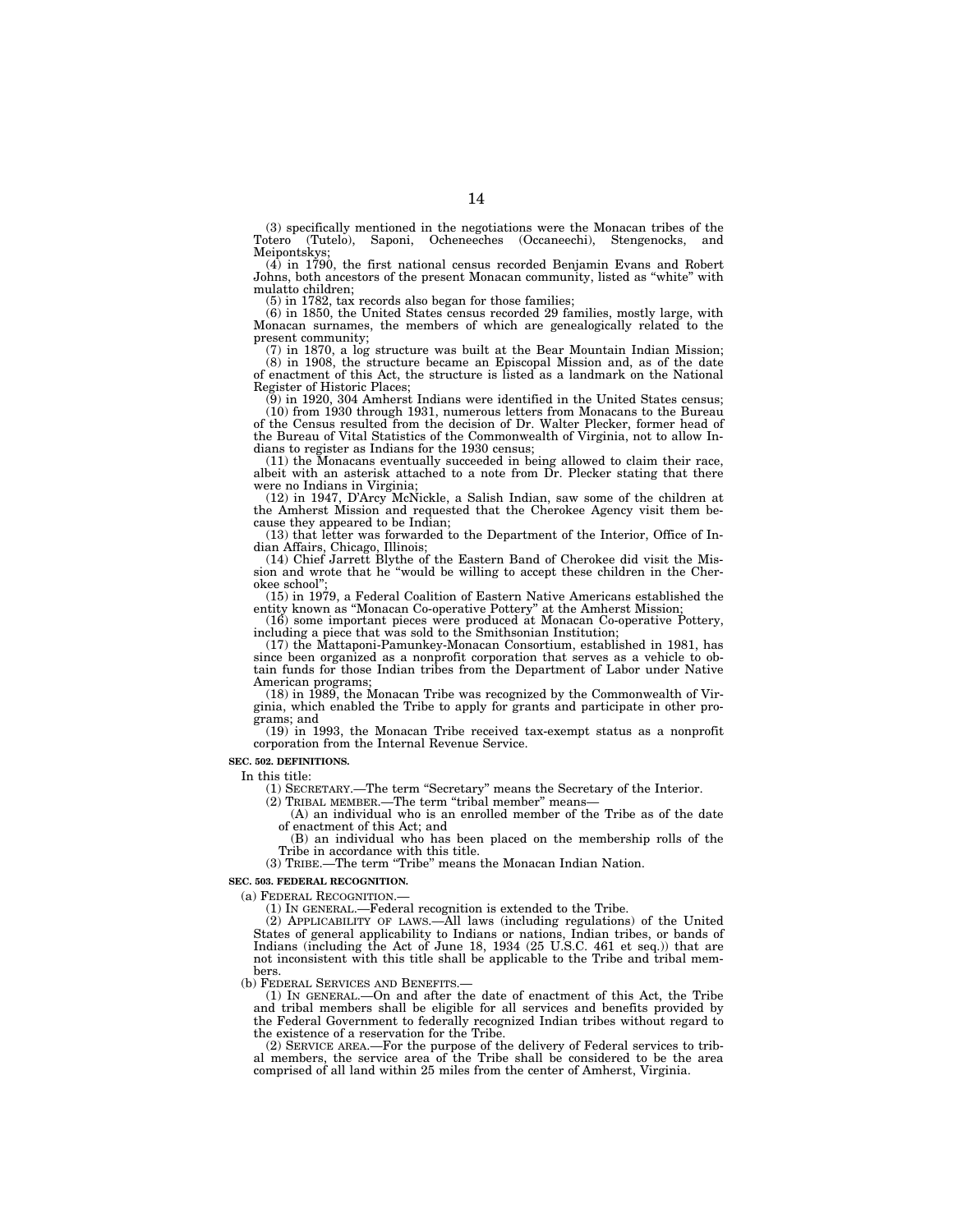(3) specifically mentioned in the negotiations were the Monacan tribes of the Totero (Tutelo), Saponi, Ocheneeches (Occaneechi), Stengenocks, and Meipontskys;

(4) in 1790, the first national census recorded Benjamin Evans and Robert Johns, both ancestors of the present Monacan community, listed as "white" with mulatto children;

(5) in 1782, tax records also began for those families;

(6) in 1850, the United States census recorded 29 families, mostly large, with Monacan surnames, the members of which are genealogically related to the present community;

(7) in 1870, a log structure was built at the Bear Mountain Indian Mission;

(8) in 1908, the structure became an Episcopal Mission and, as of the date of enactment of this Act, the structure is listed as a landmark on the National Register of Historic Places;

(9) in 1920, 304 Amherst Indians were identified in the United States census;

(10) from 1930 through 1931, numerous letters from Monacans to the Bureau of the Census resulted from the decision of Dr. Walter Plecker, former head of the Bureau of Vital Statistics of the Commonwealth of Virginia, not to allow Indians to register as Indians for the 1930 census;

(11) the Monacans eventually succeeded in being allowed to claim their race, albeit with an asterisk attached to a note from Dr. Plecker stating that there were no Indians in Virginia;

(12) in 1947, D'Arcy McNickle, a Salish Indian, saw some of the children at the Amherst Mission and requested that the Cherokee Agency visit them because they appeared to be Indian;

(13) that letter was forwarded to the Department of the Interior, Office of Indian Affairs, Chicago, Illinois;

(14) Chief Jarrett Blythe of the Eastern Band of Cherokee did visit the Mission and wrote that he "would be willing to accept these children in the Cherokee school";

(15) in 1979, a Federal Coalition of Eastern Native Americans established the entity known as "Monacan Co-operative Pottery" at the Amherst Mission;

(16) some important pieces were produced at Monacan Co-operative Pottery, including a piece that was sold to the Smithsonian Institution;

(17) the Mattaponi-Pamunkey-Monacan Consortium, established in 1981, has since been organized as a nonprofit corporation that serves as a vehicle to obtain funds for those Indian tribes from the Department of Labor under Native American programs;

(18) in 1989, the Monacan Tribe was recognized by the Commonwealth of Virginia, which enabled the Tribe to apply for grants and participate in other programs; and

(19) in 1993, the Monacan Tribe received tax-exempt status as a nonprofit corporation from the Internal Revenue Service.

**SEC. 502. DEFINITIONS.**

In this title:

(1) SECRETARY.—The term "Secretary" means the Secretary of the Interior.

(2) TRIBAL MEMBER.—The term "tribal member" means—

(A) an individual who is an enrolled member of the Tribe as of the date of enactment of this Act; and

(B) an individual who has been placed on the membership rolls of the Tribe in accordance with this title.

(3) TRIBE.—The term "Tribe" means the Monacan Indian Nation.

**SEC. 503. FEDERAL RECOGNITION.**

(a) FEDERAL RECOGNITION.—

(1) IN GENERAL.—Federal recognition is extended to the Tribe.

(2) APPLICABILITY OF LAWS.—All laws (including regulations) of the United States of general applicability to Indians or nations, Indian tribes, or bands of Indians (including the Act of June 18, 1934 (25 U.S.C. 461 et seq.)) that are not inconsistent with this title shall be applicable to the Tribe and tribal members.

(b) FEDERAL SERVICES AND BENEFITS.—

(1) IN GENERAL.—On and after the date of enactment of this Act, the Tribe and tribal members shall be eligible for all services and benefits provided by the Federal Government to federally recognized Indian tribes without regard to the existence of a reservation for the Tribe.

(2) SERVICE AREA.—For the purpose of the delivery of Federal services to tribal members, the service area of the Tribe shall be considered to be the area comprised of all land within 25 miles from the center of Amherst, Virginia.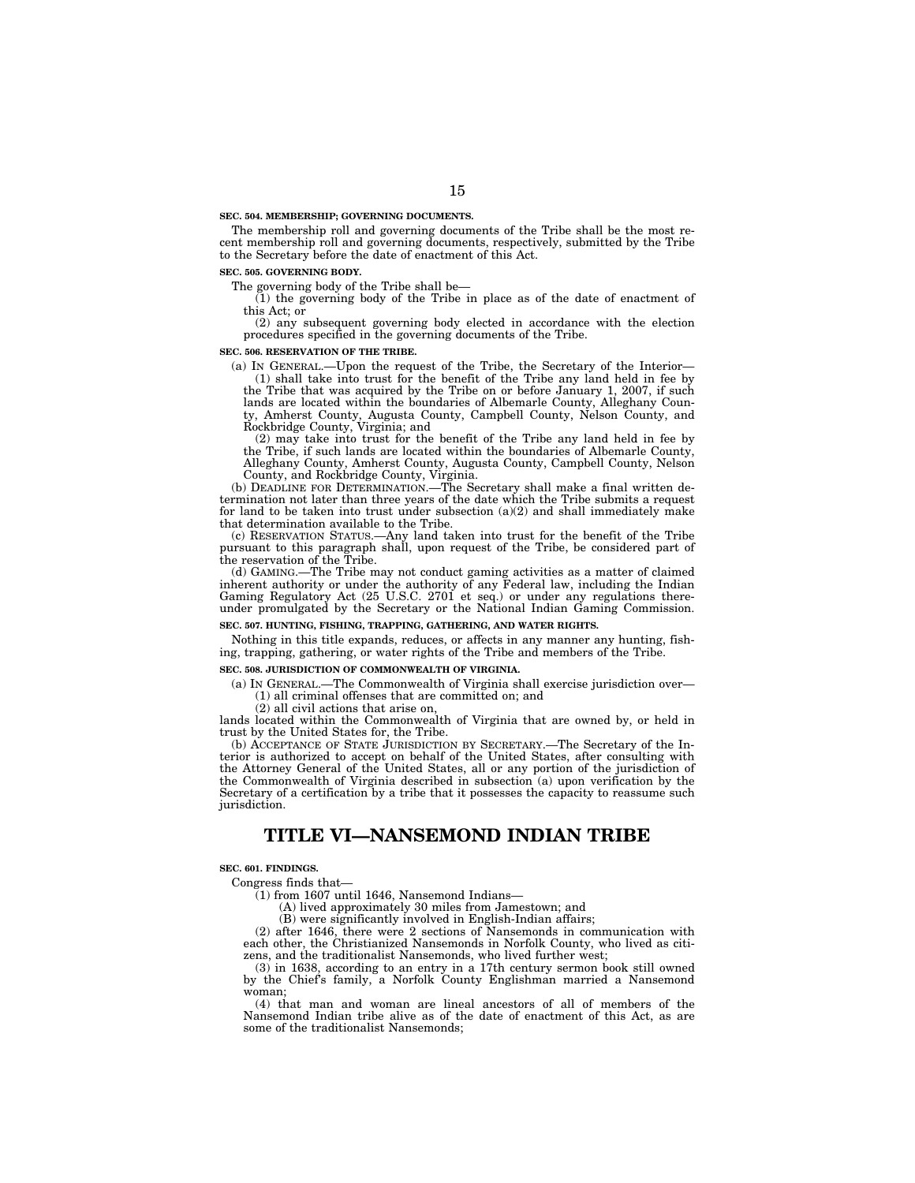**SEC. 504. MEMBERSHIP; GOVERNING DOCUMENTS.**

The membership roll and governing documents of the Tribe shall be the most recent membership roll and governing documents, respectively, submitted by the Tribe to the Secretary before the date of enactment of this Act.

**SEC. 505. GOVERNING BODY.**

The governing body of the Tribe shall be—

(1) the governing body of the Tribe in place as of the date of enactment of this Act; or

(2) any subsequent governing body elected in accordance with the election procedures specified in the governing documents of the Tribe.

**SEC. 506. RESERVATION OF THE TRIBE.**

(a) IN GENERAL.—Upon the request of the Tribe, the Secretary of the Interior—

(1) shall take into trust for the benefit of the Tribe any land held in fee by the Tribe that was acquired by the Tribe on or before January 1, 2007, if such lands are located within the boundaries of Albemarle County, Alleghany County, Amherst County, Augusta County, Campbell County, Nelson County, and Rockbridge County, Virginia; and

(2) may take into trust for the benefit of the Tribe any land held in fee by the Tribe, if such lands are located within the boundaries of Albemarle County, Alleghany County, Amherst County, Augusta County, Campbell County, Nelson County, and Rockbridge County, Virginia.

(b) DEADLINE FOR DETERMINATION.—The Secretary shall make a final written determination not later than three years of the date which the Tribe submits a request for land to be taken into trust under subsection (a)(2) and shall immediately make that determination available to the Tribe.

(c) RESERVATION STATUS.—Any land taken into trust for the benefit of the Tribe pursuant to this paragraph shall, upon request of the Tribe, be considered part of the reservation of the Tribe.

(d) GAMING.—The Tribe may not conduct gaming activities as a matter of claimed inherent authority or under the authority of any Federal law, including the Indian Gaming Regulatory Act (25 U.S.C. 2701 et seq.) or under any regulations thereunder promulgated by the Secretary or the National Indian Gaming Commission.

**SEC. 507. HUNTING, FISHING, TRAPPING, GATHERING, AND WATER RIGHTS.**

Nothing in this title expands, reduces, or affects in any manner any hunting, fishing, trapping, gathering, or water rights of the Tribe and members of the Tribe.

**SEC. 508. JURISDICTION OF COMMONWEALTH OF VIRGINIA.**

(a) IN GENERAL.—The Commonwealth of Virginia shall exercise jurisdiction over—

(1) all criminal offenses that are committed on; and

(2) all civil actions that arise on,

lands located within the Commonwealth of Virginia that are owned by, or held in trust by the United States for, the Tribe.

(b) ACCEPTANCE OF STATE JURISDICTION BY SECRETARY.—The Secretary of the Interior is authorized to accept on behalf of the United States, after consulting with the Attorney General of the United States, all or any portion of the jurisdiction of the Commonwealth of Virginia described in subsection (a) upon verification by the Secretary of a certification by a tribe that it possesses the capacity to reassume such jurisdiction.

# TITLE VI—NANSEMOND INDIAN TRIBE

**SEC. 601. FINDINGS.**

Congress finds that—

(1) from 1607 until 1646, Nansemond Indians—

(A) lived approximately 30 miles from Jamestown; and

(B) were significantly involved in English-Indian affairs;

(2) after 1646, there were 2 sections of Nansemonds in communication with each other, the Christianized Nansemonds in Norfolk County, who lived as citizens, and the traditionalist Nansemonds, who lived further west;

(3) in 1638, according to an entry in a 17th century sermon book still owned by the Chief's family, a Norfolk County Englishman married a Nansemond woman;

(4) that man and woman are lineal ancestors of all of members of the Nansemond Indian tribe alive as of the date of enactment of this Act, as are some of the traditionalist Nansemonds;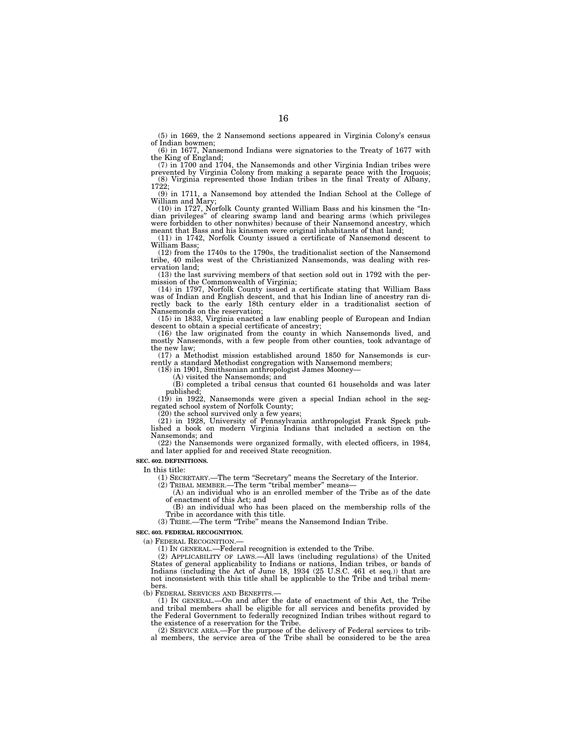(5) in 1669, the 2 Nansemond sections appeared in Virginia Colony's census of Indian bowmen;

(6) in 1677, Nansemond Indians were signatories to the Treaty of 1677 with the King of England;

(7) in 1700 and 1704, the Nansemonds and other Virginia Indian tribes were prevented by Virginia Colony from making a separate peace with the Iroquois;

(8) Virginia represented those Indian tribes in the final Treaty of Albany, 1722;

(9) in 1711, a Nansemond boy attended the Indian School at the College of William and Mary;

(10) in 1727, Norfolk County granted William Bass and his kinsmen the "Indian privileges" of clearing swamp land and bearing arms (which privileges were forbidden to other nonwhites) because of their Nansemond ancestry, which meant that Bass and his kinsmen were original inhabitants of that land;

(11) in 1742, Norfolk County issued a certificate of Nansemond descent to William Bass;

(12) from the 1740s to the 1790s, the traditionalist section of the Nansemond tribe, 40 miles west of the Christianized Nansemonds, was dealing with reservation land;

(13) the last surviving members of that section sold out in 1792 with the permission of the Commonwealth of Virginia;

(14) in 1797, Norfolk County issued a certificate stating that William Bass was of Indian and English descent, and that his Indian line of ancestry ran directly back to the early 18th century elder in a traditionalist section of Nansemonds on the reservation;

(15) in 1833, Virginia enacted a law enabling people of European and Indian descent to obtain a special certificate of ancestry;

(16) the law originated from the county in which Nansemonds lived, and mostly Nansemonds, with a few people from other counties, took advantage of the new law;

(17) a Methodist mission established around 1850 for Nansemonds is currently a standard Methodist congregation with Nansemond members;

(18) in 1901, Smithsonian anthropologist James Mooney—

(A) visited the Nansemonds; and

(B) completed a tribal census that counted 61 households and was later published;

(19) in 1922, Nansemonds were given a special Indian school in the segregated school system of Norfolk County;

(20) the school survived only a few years;

(21) in 1928, University of Pennsylvania anthropologist Frank Speck published a book on modern Virginia Indians that included a section on the Nansemonds; and

(22) the Nansemonds were organized formally, with elected officers, in 1984, and later applied for and received State recognition.

**SEC. 602. DEFINITIONS.**

In this title:

(1) SECRETARY.—The term "Secretary" means the Secretary of the Interior.

(2) TRIBAL MEMBER.—The term "tribal member" means—

(A) an individual who is an enrolled member of the Tribe as of the date of enactment of this Act; and

(B) an individual who has been placed on the membership rolls of the Tribe in accordance with this title.

(3) TRIBE.—The term "Tribe" means the Nansemond Indian Tribe.

**SEC. 603. FEDERAL RECOGNITION.**

(a) FEDERAL RECOGNITION.—

(1) IN GENERAL.—Federal recognition is extended to the Tribe.

(2) APPLICABILITY OF LAWS.—All laws (including regulations) of the United States of general applicability to Indians or nations, Indian tribes, or bands of Indians (including the Act of June 18, 1934 (25 U.S.C. 461 et seq.)) that are not inconsistent with this title shall be applicable to the Tribe and tribal members.

(b) FEDERAL SERVICES AND BENEFITS.—

(1) IN GENERAL.—On and after the date of enactment of this Act, the Tribe and tribal members shall be eligible for all services and benefits provided by the Federal Government to federally recognized Indian tribes without regard to the existence of a reservation for the Tribe.

(2) SERVICE AREA.—For the purpose of the delivery of Federal services to tribal members, the service area of the Tribe shall be considered to be the area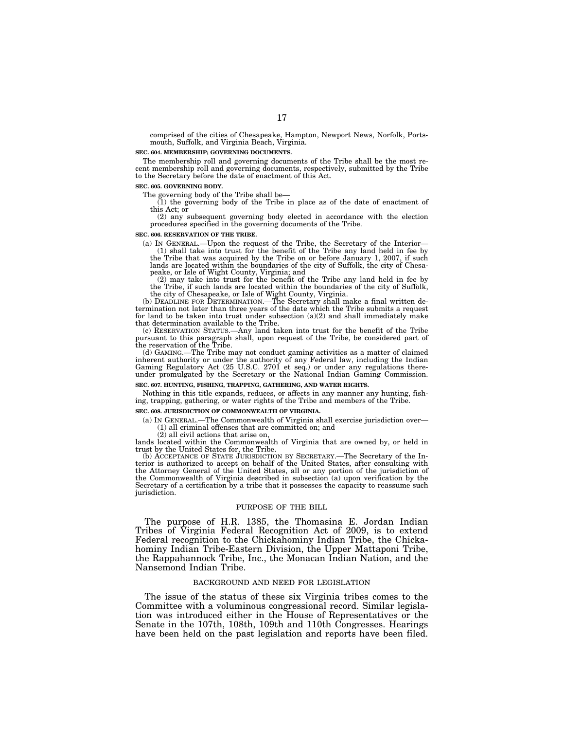comprised of the cities of Chesapeake, Hampton, Newport News, Norfolk, Portsmouth, Suffolk, and Virginia Beach, Virginia.

**SEC. 604. MEMBERSHIP; GOVERNING DOCUMENTS.**

The membership roll and governing documents of the Tribe shall be the most recent membership roll and governing documents, respectively, submitted by the Tribe to the Secretary before the date of enactment of this Act.

**SEC. 605. GOVERNING BODY.**

The governing body of the Tribe shall be—

(1) the governing body of the Tribe in place as of the date of enactment of this Act; or

(2) any subsequent governing body elected in accordance with the election procedures specified in the governing documents of the Tribe.

**SEC. 606. RESERVATION OF THE TRIBE.**

(a) IN GENERAL.—Upon the request of the Tribe, the Secretary of the Interior—

(1) shall take into trust for the benefit of the Tribe any land held in fee by the Tribe that was acquired by the Tribe on or before January 1, 2007, if such lands are located within the boundaries of the city of Suffolk, the city of Chesapeake, or Isle of Wight County, Virginia; and

(2) may take into trust for the benefit of the Tribe any land held in fee by the Tribe, if such lands are located within the boundaries of the city of Suffolk, the city of Chesapeake, or Isle of Wight County, Virginia.

(b) DEADLINE FOR DETERMINATION.—The Secretary shall make a final written determination not later than three years of the date which the Tribe submits a request for land to be taken into trust under subsection (a)(2) and shall immediately make that determination available to the Tribe.

(c) RESERVATION STATUS.—Any land taken into trust for the benefit of the Tribe pursuant to this paragraph shall, upon request of the Tribe, be considered part of the reservation of the Tribe.

(d) GAMING.—The Tribe may not conduct gaming activities as a matter of claimed inherent authority or under the authority of any Federal law, including the Indian Gaming Regulatory Act (25 U.S.C. 2701 et seq.) or under any regulations thereunder promulgated by the Secretary or the National Indian Gaming Commission.

**SEC. 607. HUNTING, FISHING, TRAPPING, GATHERING, AND WATER RIGHTS.**

Nothing in this title expands, reduces, or affects in any manner any hunting, fishing, trapping, gathering, or water rights of the Tribe and members of the Tribe.

**SEC. 608. JURISDICTION OF COMMONWEALTH OF VIRGINIA.**

(a) IN GENERAL.—The Commonwealth of Virginia shall exercise jurisdiction over—

(1) all criminal offenses that are committed on; and

(2) all civil actions that arise on,

lands located within the Commonwealth of Virginia that are owned by, or held in trust by the United States for, the Tribe.

(b) ACCEPTANCE OF STATE JURISDICTION BY SECRETARY.—The Secretary of the Interior is authorized to accept on behalf of the United States, after consulting with the Attorney General of the United States, all or any portion of the jurisdiction of the Commonwealth of Virginia described in subsection (a) upon verification by the Secretary of a certification by a tribe that it possesses the capacity to reassume such jurisdiction.

## PURPOSE OF THE BILL

The purpose of H.R. 1385, the Thomasina E. Jordan Indian Tribes of Virginia Federal Recognition Act of 2009, is to extend Federal recognition to the Chickahominy Indian Tribe, the Chickahominy Indian Tribe-Eastern Division, the Upper Mattaponi Tribe, the Rappahannock Tribe, Inc., the Monacan Indian Nation, and the Nansemond Indian Tribe.

## BACKGROUND AND NEED FOR LEGISLATION

The issue of the status of these six Virginia tribes comes to the Committee with a voluminous congressional record. Similar legislation was introduced either in the House of Representatives or the Senate in the 107th, 108th, 109th and 110th Congresses. Hearings have been held on the past legislation and reports have been filed.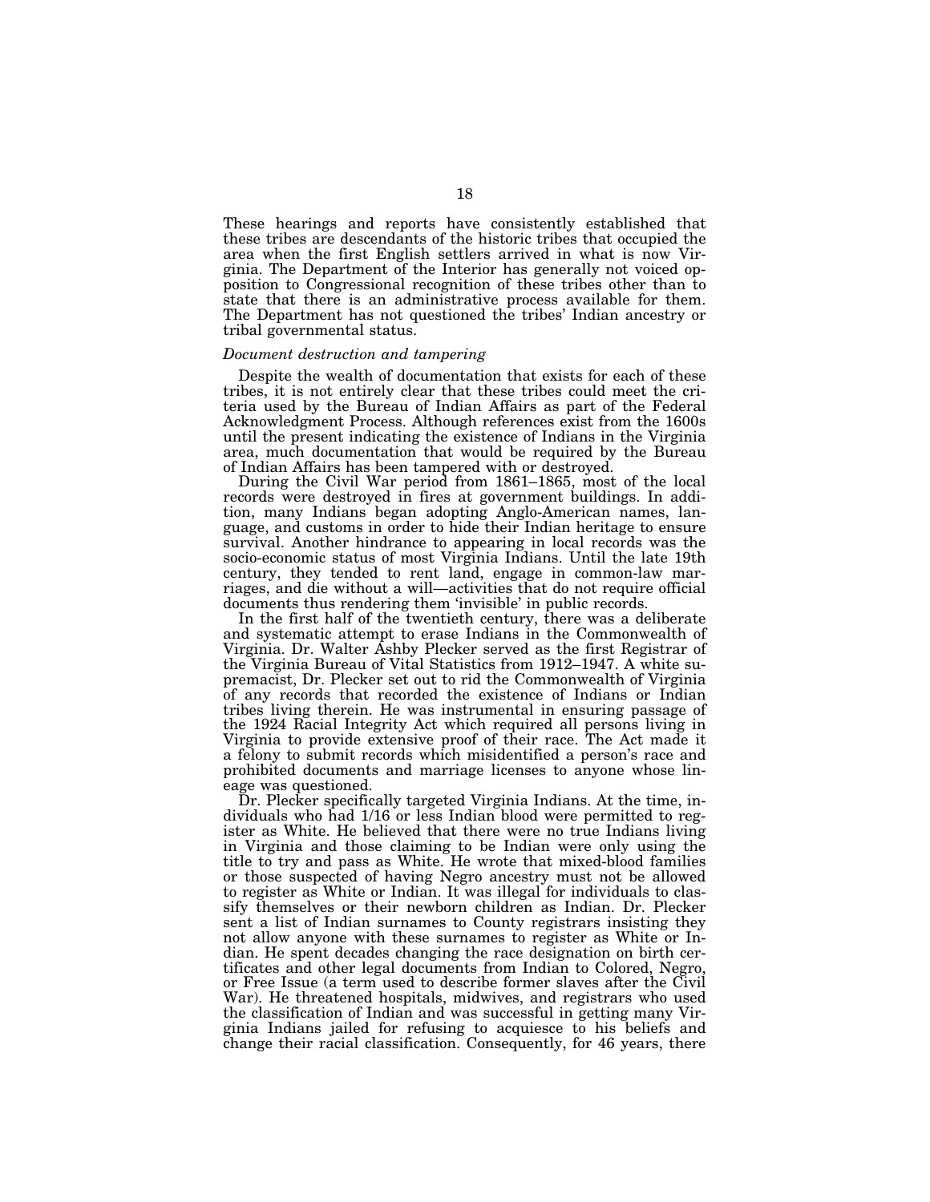These hearings and reports have consistently established that these tribes are descendants of the historic tribes that occupied the area when the first English settlers arrived in what is now Virginia. The Department of the Interior has generally not voiced opposition to Congressional recognition of these tribes other than to state that there is an administrative process available for them. The Department has not questioned the tribes' Indian ancestry or tribal governmental status.

*Document destruction and tampering*

Despite the wealth of documentation that exists for each of these tribes, it is not entirely clear that these tribes could meet the criteria used by the Bureau of Indian Affairs as part of the Federal Acknowledgment Process. Although references exist from the 1600s until the present indicating the existence of Indians in the Virginia area, much documentation that would be required by the Bureau of Indian Affairs has been tampered with or destroyed.

During the Civil War period from 1861–1865, most of the local records were destroyed in fires at government buildings. In addition, many Indians began adopting Anglo-American names, language, and customs in order to hide their Indian heritage to ensure survival. Another hindrance to appearing in local records was the socio-economic status of most Virginia Indians. Until the late 19th century, they tended to rent land, engage in common-law marriages, and die without a will—activities that do not require official documents thus rendering them 'invisible' in public records.

In the first half of the twentieth century, there was a deliberate and systematic attempt to erase Indians in the Commonwealth of Virginia. Dr. Walter Ashby Plecker served as the first Registrar of the Virginia Bureau of Vital Statistics from 1912–1947. A white supremacist, Dr. Plecker set out to rid the Commonwealth of Virginia of any records that recorded the existence of Indians or Indian tribes living therein. He was instrumental in ensuring passage of the 1924 Racial Integrity Act which required all persons living in Virginia to provide extensive proof of their race. The Act made it a felony to submit records which misidentified a person's race and prohibited documents and marriage licenses to anyone whose lineage was questioned.

Dr. Plecker specifically targeted Virginia Indians. At the time, individuals who had 1/16 or less Indian blood were permitted to register as White. He believed that there were no true Indians living in Virginia and those claiming to be Indian were only using the title to try and pass as White. He wrote that mixed-blood families or those suspected of having Negro ancestry must not be allowed to register as White or Indian. It was illegal for individuals to classify themselves or their newborn children as Indian. Dr. Plecker sent a list of Indian surnames to County registrars insisting they not allow anyone with these surnames to register as White or Indian. He spent decades changing the race designation on birth certificates and other legal documents from Indian to Colored, Negro, or Free Issue (a term used to describe former slaves after the Civil War). He threatened hospitals, midwives, and registrars who used the classification of Indian and was successful in getting many Virginia Indians jailed for refusing to acquiesce to his beliefs and change their racial classification. Consequently, for 46 years, there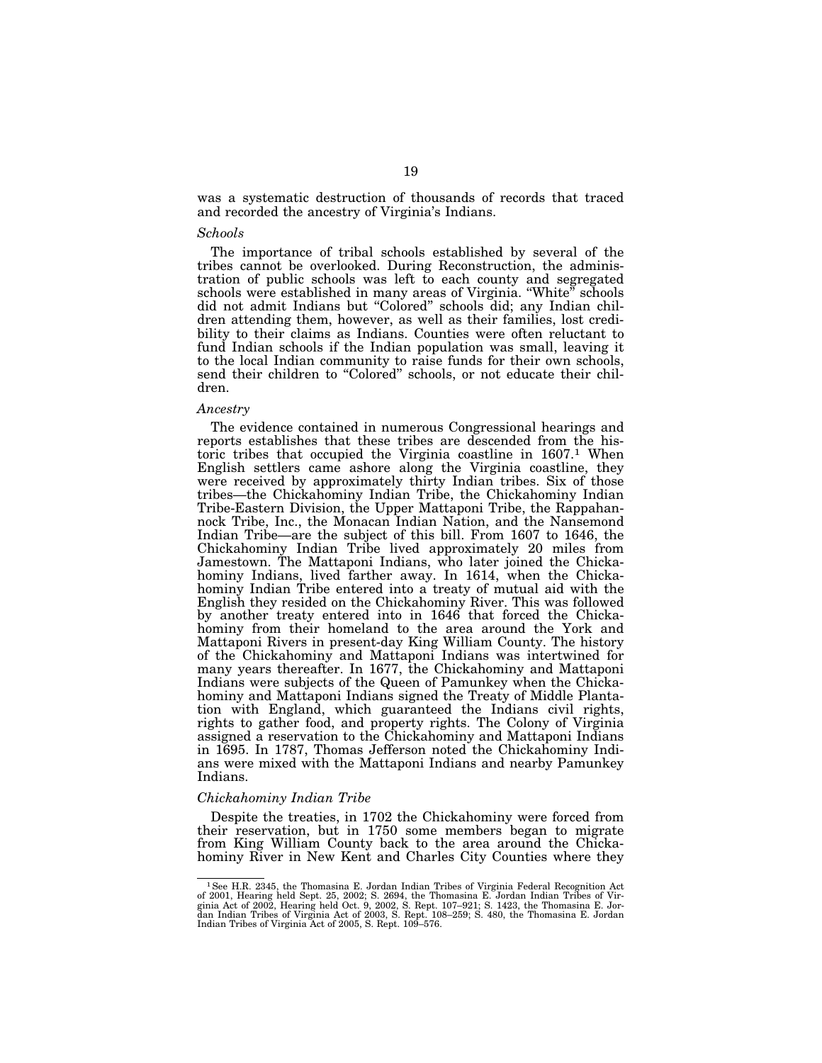was a systematic destruction of thousands of records that traced and recorded the ancestry of Virginia's Indians.

*Schools*

The importance of tribal schools established by several of the tribes cannot be overlooked. During Reconstruction, the administration of public schools was left to each county and segregated schools were established in many areas of Virginia. "White" schools did not admit Indians but "Colored" schools did; any Indian children attending them, however, as well as their families, lost credibility to their claims as Indians. Counties were often reluctant to fund Indian schools if the Indian population was small, leaving it to the local Indian community to raise funds for their own schools, send their children to "Colored" schools, or not educate their children.

*Ancestry*

The evidence contained in numerous Congressional hearings and reports establishes that these tribes are descended from the historic tribes that occupied the Virginia coastline in 1607.[1] When English settlers came ashore along the Virginia coastline, they were received by approximately thirty Indian tribes. Six of those tribes—the Chickahominy Indian Tribe, the Chickahominy Indian Tribe-Eastern Division, the Upper Mattaponi Tribe, the Rappahannock Tribe, Inc., the Monacan Indian Nation, and the Nansemond Indian Tribe—are the subject of this bill. From 1607 to 1646, the Chickahominy Indian Tribe lived approximately 20 miles from Jamestown. The Mattaponi Indians, who later joined the Chickahominy Indians, lived farther away. In 1614, when the Chickahominy Indian Tribe entered into a treaty of mutual aid with the English they resided on the Chickahominy River. This was followed by another treaty entered into in 1646 that forced the Chickahominy from their homeland to the area around the York and Mattaponi Rivers in present-day King William County. The history of the Chickahominy and Mattaponi Indians was intertwined for many years thereafter. In 1677, the Chickahominy and Mattaponi Indians were subjects of the Queen of Pamunkey when the Chickahominy and Mattaponi Indians signed the Treaty of Middle Plantation with England, which guaranteed the Indians civil rights, rights to gather food, and property rights. The Colony of Virginia assigned a reservation to the Chickahominy and Mattaponi Indians in 1695. In 1787, Thomas Jefferson noted the Chickahominy Indians were mixed with the Mattaponi Indians and nearby Pamunkey Indians.

*Chickahominy Indian Tribe*

Despite the treaties, in 1702 the Chickahominy were forced from their reservation, but in 1750 some members began to migrate from King William County back to the area around the Chickahominy River in New Kent and Charles City Counties where they

---

[1] See H.R. 2345, the Thomasina E. Jordan Indian Tribes of Virginia Federal Recognition Act of 2001, Hearing held Sept. 25, 2002; S. 2694, the Thomasina E. Jordan Indian Tribes of Virginia Act of 2002, Hearing held Oct. 9, 2002, S. Rept. 107–921; S. 1423, the Thomasina E. Jordan Indian Tribes of Virginia Act of 2003, S. Rept. 108–259; S. 480, the Thomasina E. Jordan Indian Tribes of Virginia Act of 2005, S. Rept. 109–576.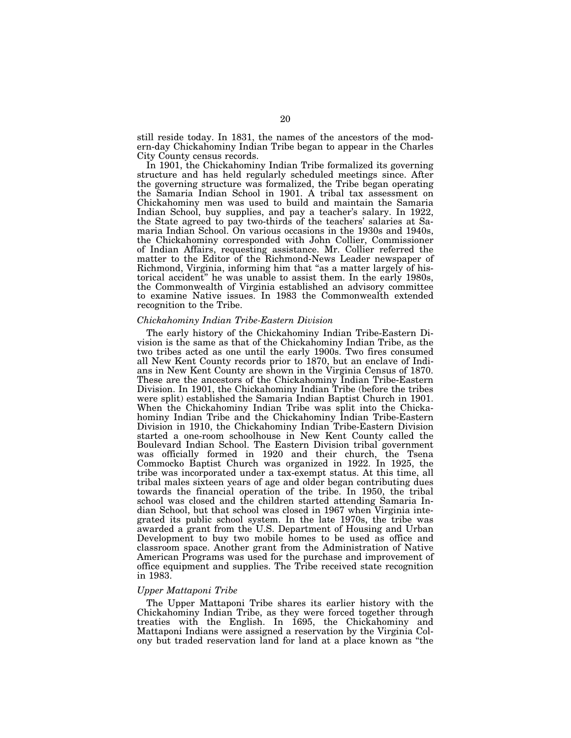still reside today. In 1831, the names of the ancestors of the modern-day Chickahominy Indian Tribe began to appear in the Charles City County census records.

In 1901, the Chickahominy Indian Tribe formalized its governing structure and has held regularly scheduled meetings since. After the governing structure was formalized, the Tribe began operating the Samaria Indian School in 1901. A tribal tax assessment on Chickahominy men was used to build and maintain the Samaria Indian School, buy supplies, and pay a teacher's salary. In 1922, the State agreed to pay two-thirds of the teachers' salaries at Samaria Indian School. On various occasions in the 1930s and 1940s, the Chickahominy corresponded with John Collier, Commissioner of Indian Affairs, requesting assistance. Mr. Collier referred the matter to the Editor of the Richmond-News Leader newspaper of Richmond, Virginia, informing him that "as a matter largely of historical accident" he was unable to assist them. In the early 1980s, the Commonwealth of Virginia established an advisory committee to examine Native issues. In 1983 the Commonwealth extended recognition to the Tribe.

### *Chickahominy Indian Tribe-Eastern Division*

The early history of the Chickahominy Indian Tribe-Eastern Division is the same as that of the Chickahominy Indian Tribe, as the two tribes acted as one until the early 1900s. Two fires consumed all New Kent County records prior to 1870, but an enclave of Indians in New Kent County are shown in the Virginia Census of 1870. These are the ancestors of the Chickahominy Indian Tribe-Eastern Division. In 1901, the Chickahominy Indian Tribe (before the tribes were split) established the Samaria Indian Baptist Church in 1901. When the Chickahominy Indian Tribe was split into the Chickahominy Indian Tribe and the Chickahominy Indian Tribe-Eastern Division in 1910, the Chickahominy Indian Tribe-Eastern Division started a one-room schoolhouse in New Kent County called the Boulevard Indian School. The Eastern Division tribal government was officially formed in 1920 and their church, the Tsena Commocko Baptist Church was organized in 1922. In 1925, the tribe was incorporated under a tax-exempt status. At this time, all tribal males sixteen years of age and older began contributing dues towards the financial operation of the tribe. In 1950, the tribal school was closed and the children started attending Samaria Indian School, but that school was closed in 1967 when Virginia integrated its public school system. In the late 1970s, the tribe was awarded a grant from the U.S. Department of Housing and Urban Development to buy two mobile homes to be used as office and classroom space. Another grant from the Administration of Native American Programs was used for the purchase and improvement of office equipment and supplies. The Tribe received state recognition in 1983.

### *Upper Mattaponi Tribe*

The Upper Mattaponi Tribe shares its earlier history with the Chickahominy Indian Tribe, as they were forced together through treaties with the English. In 1695, the Chickahominy and Mattaponi Indians were assigned a reservation by the Virginia Colony but traded reservation land for land at a place known as "the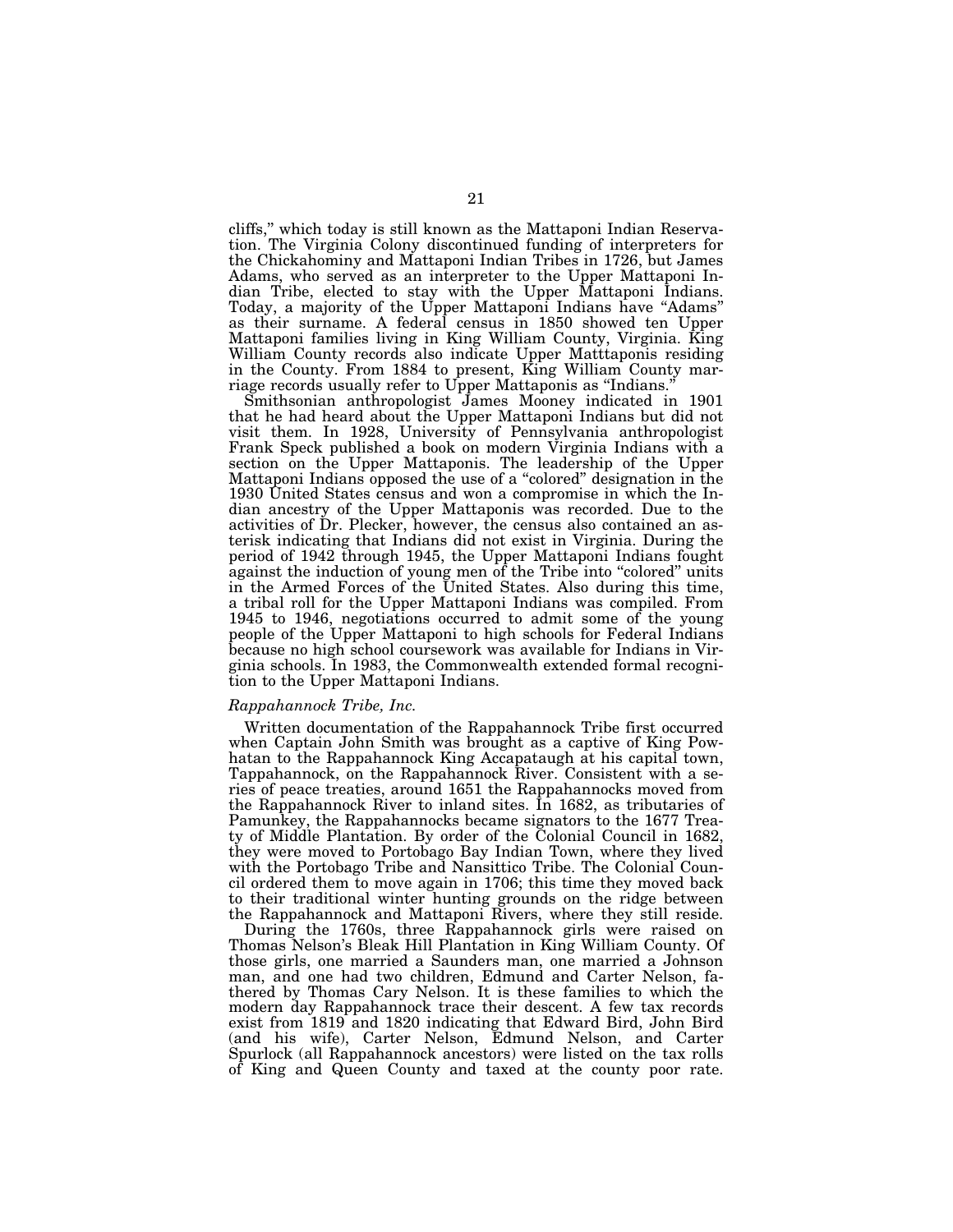cliffs," which today is still known as the Mattaponi Indian Reservation. The Virginia Colony discontinued funding of interpreters for the Chickahominy and Mattaponi Indian Tribes in 1726, but James Adams, who served as an interpreter to the Upper Mattaponi Indian Tribe, elected to stay with the Upper Mattaponi Indians. Today, a majority of the Upper Mattaponi Indians have "Adams" as their surname. A federal census in 1850 showed ten Upper Mattaponi families living in King William County, Virginia. King William County records also indicate Upper Matttaponis residing in the County. From 1884 to present, King William County marriage records usually refer to Upper Mattaponis as "Indians."

Smithsonian anthropologist James Mooney indicated in 1901 that he had heard about the Upper Mattaponi Indians but did not visit them. In 1928, University of Pennsylvania anthropologist Frank Speck published a book on modern Virginia Indians with a section on the Upper Mattaponis. The leadership of the Upper Mattaponi Indians opposed the use of a "colored" designation in the 1930 United States census and won a compromise in which the Indian ancestry of the Upper Mattaponis was recorded. Due to the activities of Dr. Plecker, however, the census also contained an asterisk indicating that Indians did not exist in Virginia. During the period of 1942 through 1945, the Upper Mattaponi Indians fought against the induction of young men of the Tribe into "colored" units in the Armed Forces of the United States. Also during this time, a tribal roll for the Upper Mattaponi Indians was compiled. From 1945 to 1946, negotiations occurred to admit some of the young people of the Upper Mattaponi to high schools for Federal Indians because no high school coursework was available for Indians in Virginia schools. In 1983, the Commonwealth extended formal recognition to the Upper Mattaponi Indians.

*Rappahannock Tribe, Inc.*

Written documentation of the Rappahannock Tribe first occurred when Captain John Smith was brought as a captive of King Powhatan to the Rappahannock King Accapataugh at his capital town, Tappahannock, on the Rappahannock River. Consistent with a series of peace treaties, around 1651 the Rappahannocks moved from the Rappahannock River to inland sites. In 1682, as tributaries of Pamunkey, the Rappahannocks became signators to the 1677 Treaty of Middle Plantation. By order of the Colonial Council in 1682, they were moved to Portobago Bay Indian Town, where they lived with the Portobago Tribe and Nansittico Tribe. The Colonial Council ordered them to move again in 1706; this time they moved back to their traditional winter hunting grounds on the ridge between the Rappahannock and Mattaponi Rivers, where they still reside.

During the 1760s, three Rappahannock girls were raised on Thomas Nelson's Bleak Hill Plantation in King William County. Of those girls, one married a Saunders man, one married a Johnson man, and one had two children, Edmund and Carter Nelson, fathered by Thomas Cary Nelson. It is these families to which the modern day Rappahannock trace their descent. A few tax records exist from 1819 and 1820 indicating that Edward Bird, John Bird (and his wife), Carter Nelson, Edmund Nelson, and Carter Spurlock (all Rappahannock ancestors) were listed on the tax rolls of King and Queen County and taxed at the county poor rate.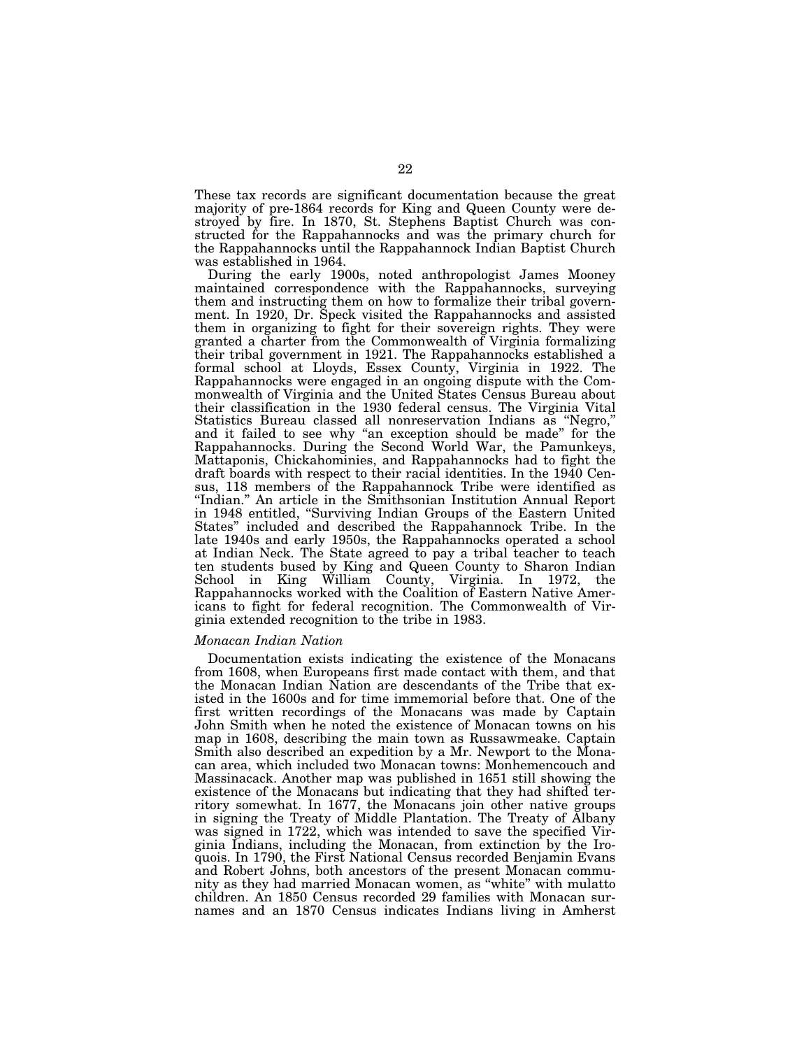These tax records are significant documentation because the great majority of pre-1864 records for King and Queen County were destroyed by fire. In 1870, St. Stephens Baptist Church was constructed for the Rappahannocks and was the primary church for the Rappahannocks until the Rappahannock Indian Baptist Church was established in 1964.

During the early 1900s, noted anthropologist James Mooney maintained correspondence with the Rappahannocks, surveying them and instructing them on how to formalize their tribal government. In 1920, Dr. Speck visited the Rappahannocks and assisted them in organizing to fight for their sovereign rights. They were granted a charter from the Commonwealth of Virginia formalizing their tribal government in 1921. The Rappahannocks established a formal school at Lloyds, Essex County, Virginia in 1922. The Rappahannocks were engaged in an ongoing dispute with the Commonwealth of Virginia and the United States Census Bureau about their classification in the 1930 federal census. The Virginia Vital Statistics Bureau classed all nonreservation Indians as "Negro," and it failed to see why "an exception should be made" for the Rappahannocks. During the Second World War, the Pamunkeys, Mattaponis, Chickahominies, and Rappahannocks had to fight the draft boards with respect to their racial identities. In the 1940 Census, 118 members of the Rappahannock Tribe were identified as "Indian." An article in the Smithsonian Institution Annual Report in 1948 entitled, "Surviving Indian Groups of the Eastern United States" included and described the Rappahannock Tribe. In the late 1940s and early 1950s, the Rappahannocks operated a school at Indian Neck. The State agreed to pay a tribal teacher to teach ten students bused by King and Queen County to Sharon Indian School in King William County, Virginia. In 1972, the Rappahannocks worked with the Coalition of Eastern Native Americans to fight for federal recognition. The Commonwealth of Virginia extended recognition to the tribe in 1983.

*Monacan Indian Nation*

Documentation exists indicating the existence of the Monacans from 1608, when Europeans first made contact with them, and that the Monacan Indian Nation are descendants of the Tribe that existed in the 1600s and for time immemorial before that. One of the first written recordings of the Monacans was made by Captain John Smith when he noted the existence of Monacan towns on his map in 1608, describing the main town as Russawmeake. Captain Smith also described an expedition by a Mr. Newport to the Monacan area, which included two Monacan towns: Monhemencouch and Massinacack. Another map was published in 1651 still showing the existence of the Monacans but indicating that they had shifted territory somewhat. In 1677, the Monacans join other native groups in signing the Treaty of Middle Plantation. The Treaty of Albany was signed in 1722, which was intended to save the specified Virginia Indians, including the Monacan, from extinction by the Iroquois. In 1790, the First National Census recorded Benjamin Evans and Robert Johns, both ancestors of the present Monacan community as they had married Monacan women, as "white" with mulatto children. An 1850 Census recorded 29 families with Monacan surnames and an 1870 Census indicates Indians living in Amherst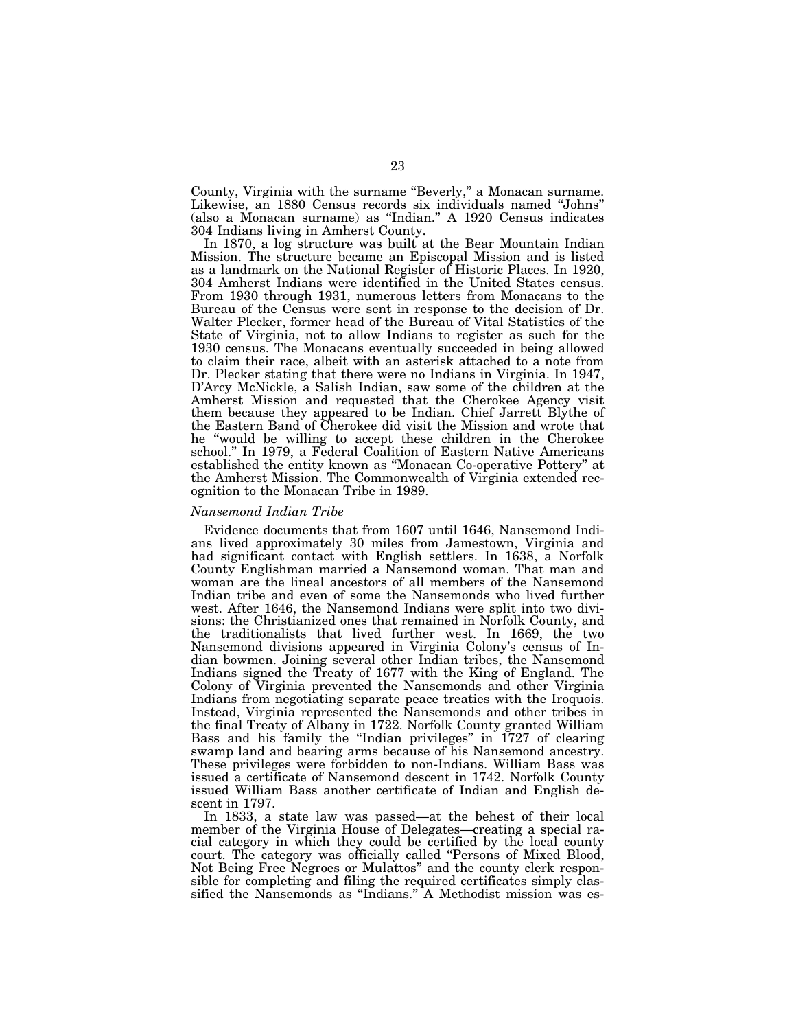County, Virginia with the surname "Beverly," a Monacan surname. Likewise, an 1880 Census records six individuals named "Johns" (also a Monacan surname) as "Indian." A 1920 Census indicates 304 Indians living in Amherst County.

In 1870, a log structure was built at the Bear Mountain Indian Mission. The structure became an Episcopal Mission and is listed as a landmark on the National Register of Historic Places. In 1920, 304 Amherst Indians were identified in the United States census. From 1930 through 1931, numerous letters from Monacans to the Bureau of the Census were sent in response to the decision of Dr. Walter Plecker, former head of the Bureau of Vital Statistics of the State of Virginia, not to allow Indians to register as such for the 1930 census. The Monacans eventually succeeded in being allowed to claim their race, albeit with an asterisk attached to a note from Dr. Plecker stating that there were no Indians in Virginia. In 1947, D'Arcy McNickle, a Salish Indian, saw some of the children at the Amherst Mission and requested that the Cherokee Agency visit them because they appeared to be Indian. Chief Jarrett Blythe of the Eastern Band of Cherokee did visit the Mission and wrote that he "would be willing to accept these children in the Cherokee school." In 1979, a Federal Coalition of Eastern Native Americans established the entity known as "Monacan Co-operative Pottery" at the Amherst Mission. The Commonwealth of Virginia extended recognition to the Monacan Tribe in 1989.

*Nansemond Indian Tribe*

Evidence documents that from 1607 until 1646, Nansemond Indians lived approximately 30 miles from Jamestown, Virginia and had significant contact with English settlers. In 1638, a Norfolk County Englishman married a Nansemond woman. That man and woman are the lineal ancestors of all members of the Nansemond Indian tribe and even of some the Nansemonds who lived further west. After 1646, the Nansemond Indians were split into two divisions: the Christianized ones that remained in Norfolk County, and the traditionalists that lived further west. In 1669, the two Nansemond divisions appeared in Virginia Colony's census of Indian bowmen. Joining several other Indian tribes, the Nansemond Indians signed the Treaty of 1677 with the King of England. The Colony of Virginia prevented the Nansemonds and other Virginia Indians from negotiating separate peace treaties with the Iroquois. Instead, Virginia represented the Nansemonds and other tribes in the final Treaty of Albany in 1722. Norfolk County granted William Bass and his family the "Indian privileges" in 1727 of clearing swamp land and bearing arms because of his Nansemond ancestry. These privileges were forbidden to non-Indians. William Bass was issued a certificate of Nansemond descent in 1742. Norfolk County issued William Bass another certificate of Indian and English descent in 1797.

In 1833, a state law was passed—at the behest of their local member of the Virginia House of Delegates—creating a special racial category in which they could be certified by the local county court. The category was officially called "Persons of Mixed Blood, Not Being Free Negroes or Mulattos" and the county clerk responsible for completing and filing the required certificates simply classified the Nansemonds as "Indians." A Methodist mission was es-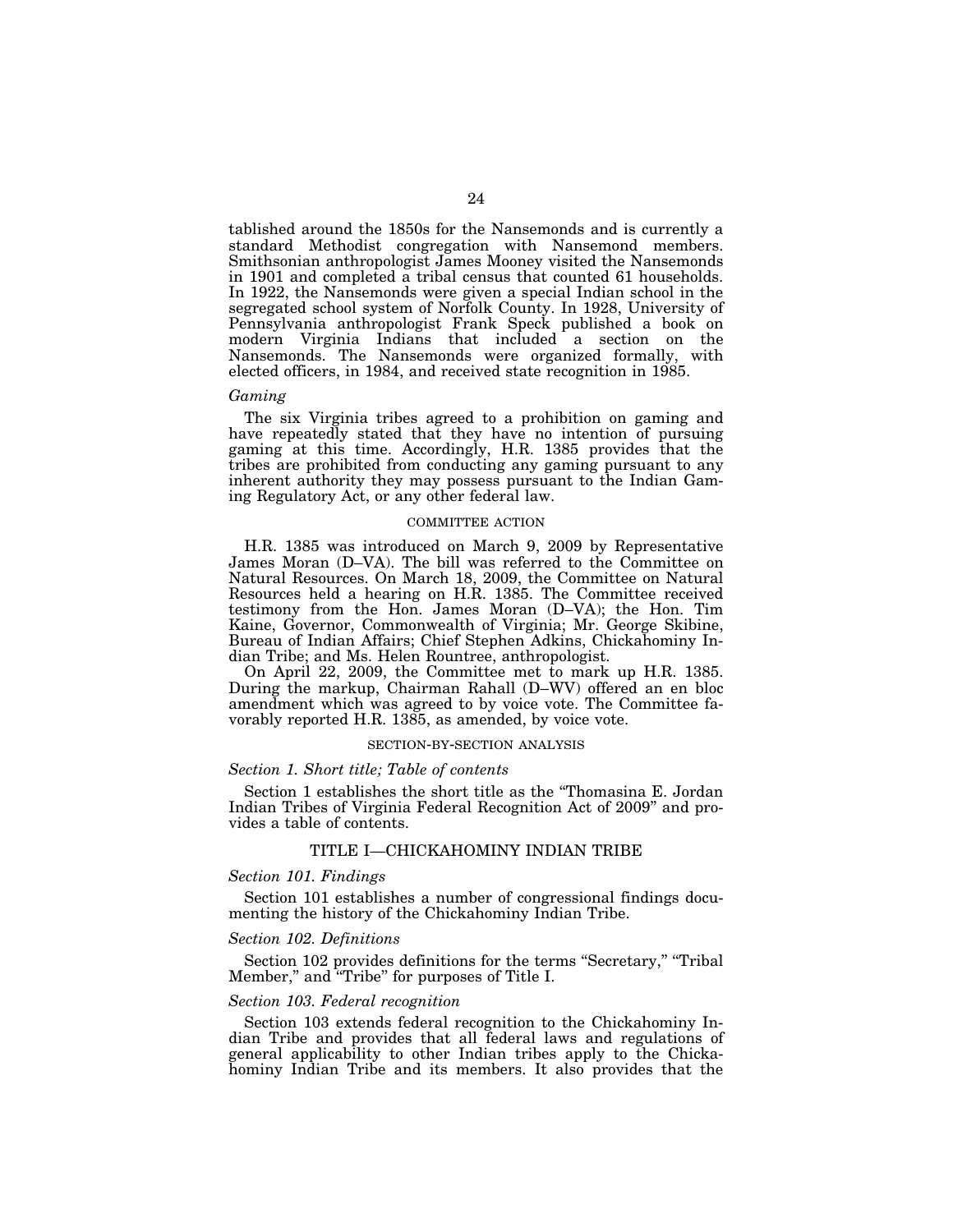tablished around the 1850s for the Nansemonds and is currently a standard Methodist congregation with Nansemond members. Smithsonian anthropologist James Mooney visited the Nansemonds in 1901 and completed a tribal census that counted 61 households. In 1922, the Nansemonds were given a special Indian school in the segregated school system of Norfolk County. In 1928, University of Pennsylvania anthropologist Frank Speck published a book on modern Virginia Indians that included a section on the Nansemonds. The Nansemonds were organized formally, with elected officers, in 1984, and received state recognition in 1985.

*Gaming*

The six Virginia tribes agreed to a prohibition on gaming and have repeatedly stated that they have no intention of pursuing gaming at this time. Accordingly, H.R. 1385 provides that the tribes are prohibited from conducting any gaming pursuant to any inherent authority they may possess pursuant to the Indian Gaming Regulatory Act, or any other federal law.

## COMMITTEE ACTION

H.R. 1385 was introduced on March 9, 2009 by Representative James Moran (D–VA). The bill was referred to the Committee on Natural Resources. On March 18, 2009, the Committee on Natural Resources held a hearing on H.R. 1385. The Committee received testimony from the Hon. James Moran (D–VA); the Hon. Tim Kaine, Governor, Commonwealth of Virginia; Mr. George Skibine, Bureau of Indian Affairs; Chief Stephen Adkins, Chickahominy Indian Tribe; and Ms. Helen Rountree, anthropologist.

On April 22, 2009, the Committee met to mark up H.R. 1385. During the markup, Chairman Rahall (D–WV) offered an en bloc amendment which was agreed to by voice vote. The Committee favorably reported H.R. 1385, as amended, by voice vote.

## SECTION-BY-SECTION ANALYSIS

*Section 1. Short title; Table of contents*

Section 1 establishes the short title as the "Thomasina E. Jordan Indian Tribes of Virginia Federal Recognition Act of 2009" and provides a table of contents.

## TITLE I—CHICKAHOMINY INDIAN TRIBE

*Section 101. Findings*

Section 101 establishes a number of congressional findings documenting the history of the Chickahominy Indian Tribe.

*Section 102. Definitions*

Section 102 provides definitions for the terms "Secretary," "Tribal Member," and "Tribe" for purposes of Title I.

*Section 103. Federal recognition*

Section 103 extends federal recognition to the Chickahominy Indian Tribe and provides that all federal laws and regulations of general applicability to other Indian tribes apply to the Chickahominy Indian Tribe and its members. It also provides that the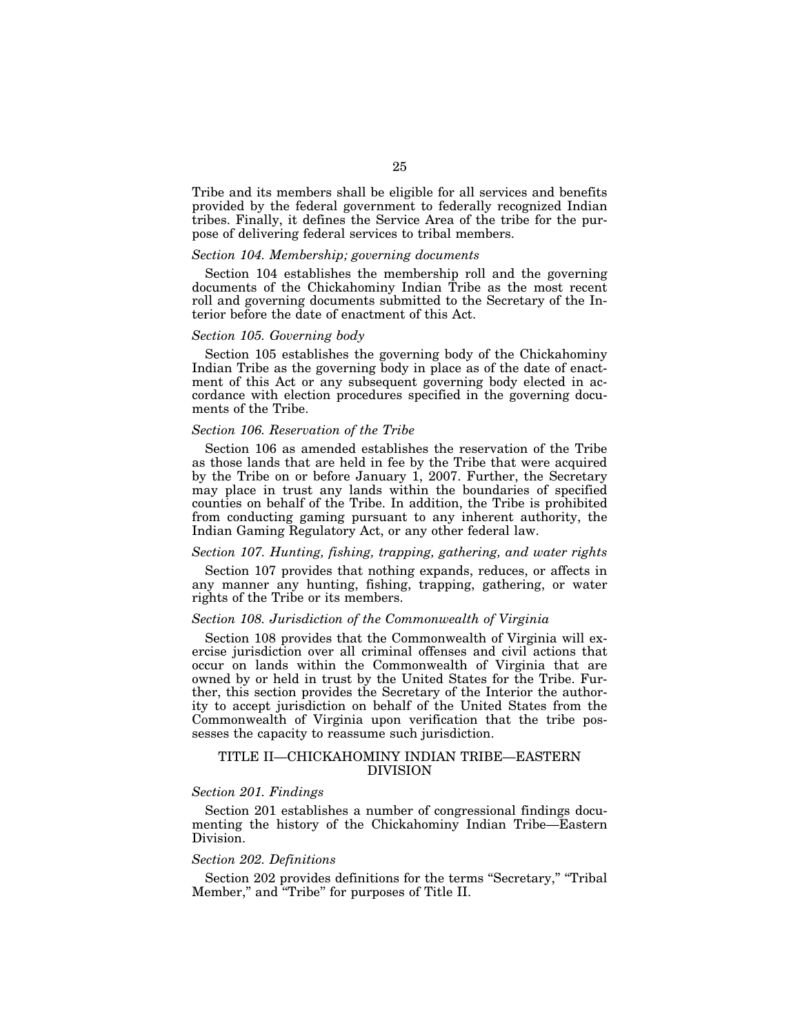Tribe and its members shall be eligible for all services and benefits provided by the federal government to federally recognized Indian tribes. Finally, it defines the Service Area of the tribe for the purpose of delivering federal services to tribal members.

*Section 104. Membership; governing documents*

Section 104 establishes the membership roll and the governing documents of the Chickahominy Indian Tribe as the most recent roll and governing documents submitted to the Secretary of the Interior before the date of enactment of this Act.

*Section 105. Governing body*

Section 105 establishes the governing body of the Chickahominy Indian Tribe as the governing body in place as of the date of enactment of this Act or any subsequent governing body elected in accordance with election procedures specified in the governing documents of the Tribe.

*Section 106. Reservation of the Tribe*

Section 106 as amended establishes the reservation of the Tribe as those lands that are held in fee by the Tribe that were acquired by the Tribe on or before January 1, 2007. Further, the Secretary may place in trust any lands within the boundaries of specified counties on behalf of the Tribe. In addition, the Tribe is prohibited from conducting gaming pursuant to any inherent authority, the Indian Gaming Regulatory Act, or any other federal law.

*Section 107. Hunting, fishing, trapping, gathering, and water rights*

Section 107 provides that nothing expands, reduces, or affects in any manner any hunting, fishing, trapping, gathering, or water rights of the Tribe or its members.

*Section 108. Jurisdiction of the Commonwealth of Virginia*

Section 108 provides that the Commonwealth of Virginia will exercise jurisdiction over all criminal offenses and civil actions that occur on lands within the Commonwealth of Virginia that are owned by or held in trust by the United States for the Tribe. Further, this section provides the Secretary of the Interior the authority to accept jurisdiction on behalf of the United States from the Commonwealth of Virginia upon verification that the tribe possesses the capacity to reassume such jurisdiction.

## TITLE II—CHICKAHOMINY INDIAN TRIBE—EASTERN DIVISION

*Section 201. Findings*

Section 201 establishes a number of congressional findings documenting the history of the Chickahominy Indian Tribe—Eastern Division.

*Section 202. Definitions*

Section 202 provides definitions for the terms "Secretary," "Tribal Member," and "Tribe" for purposes of Title II.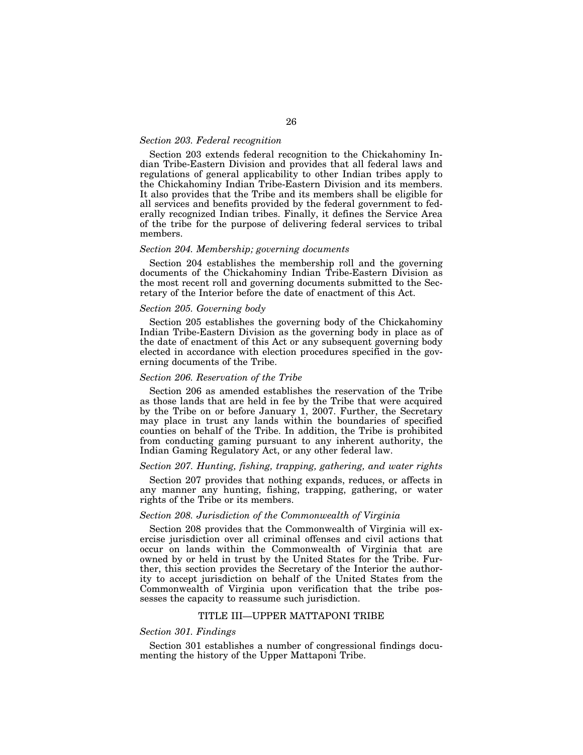*Section 203. Federal recognition*

Section 203 extends federal recognition to the Chickahominy Indian Tribe-Eastern Division and provides that all federal laws and regulations of general applicability to other Indian tribes apply to the Chickahominy Indian Tribe-Eastern Division and its members. It also provides that the Tribe and its members shall be eligible for all services and benefits provided by the federal government to federally recognized Indian tribes. Finally, it defines the Service Area of the tribe for the purpose of delivering federal services to tribal members.

*Section 204. Membership; governing documents*

Section 204 establishes the membership roll and the governing documents of the Chickahominy Indian Tribe-Eastern Division as the most recent roll and governing documents submitted to the Secretary of the Interior before the date of enactment of this Act.

*Section 205. Governing body*

Section 205 establishes the governing body of the Chickahominy Indian Tribe-Eastern Division as the governing body in place as of the date of enactment of this Act or any subsequent governing body elected in accordance with election procedures specified in the governing documents of the Tribe.

*Section 206. Reservation of the Tribe*

Section 206 as amended establishes the reservation of the Tribe as those lands that are held in fee by the Tribe that were acquired by the Tribe on or before January 1, 2007. Further, the Secretary may place in trust any lands within the boundaries of specified counties on behalf of the Tribe. In addition, the Tribe is prohibited from conducting gaming pursuant to any inherent authority, the Indian Gaming Regulatory Act, or any other federal law.

*Section 207. Hunting, fishing, trapping, gathering, and water rights*

Section 207 provides that nothing expands, reduces, or affects in any manner any hunting, fishing, trapping, gathering, or water rights of the Tribe or its members.

*Section 208. Jurisdiction of the Commonwealth of Virginia*

Section 208 provides that the Commonwealth of Virginia will exercise jurisdiction over all criminal offenses and civil actions that occur on lands within the Commonwealth of Virginia that are owned by or held in trust by the United States for the Tribe. Further, this section provides the Secretary of the Interior the authority to accept jurisdiction on behalf of the United States from the Commonwealth of Virginia upon verification that the tribe possesses the capacity to reassume such jurisdiction.

## TITLE III—UPPER MATTAPONI TRIBE

*Section 301. Findings*

Section 301 establishes a number of congressional findings documenting the history of the Upper Mattaponi Tribe.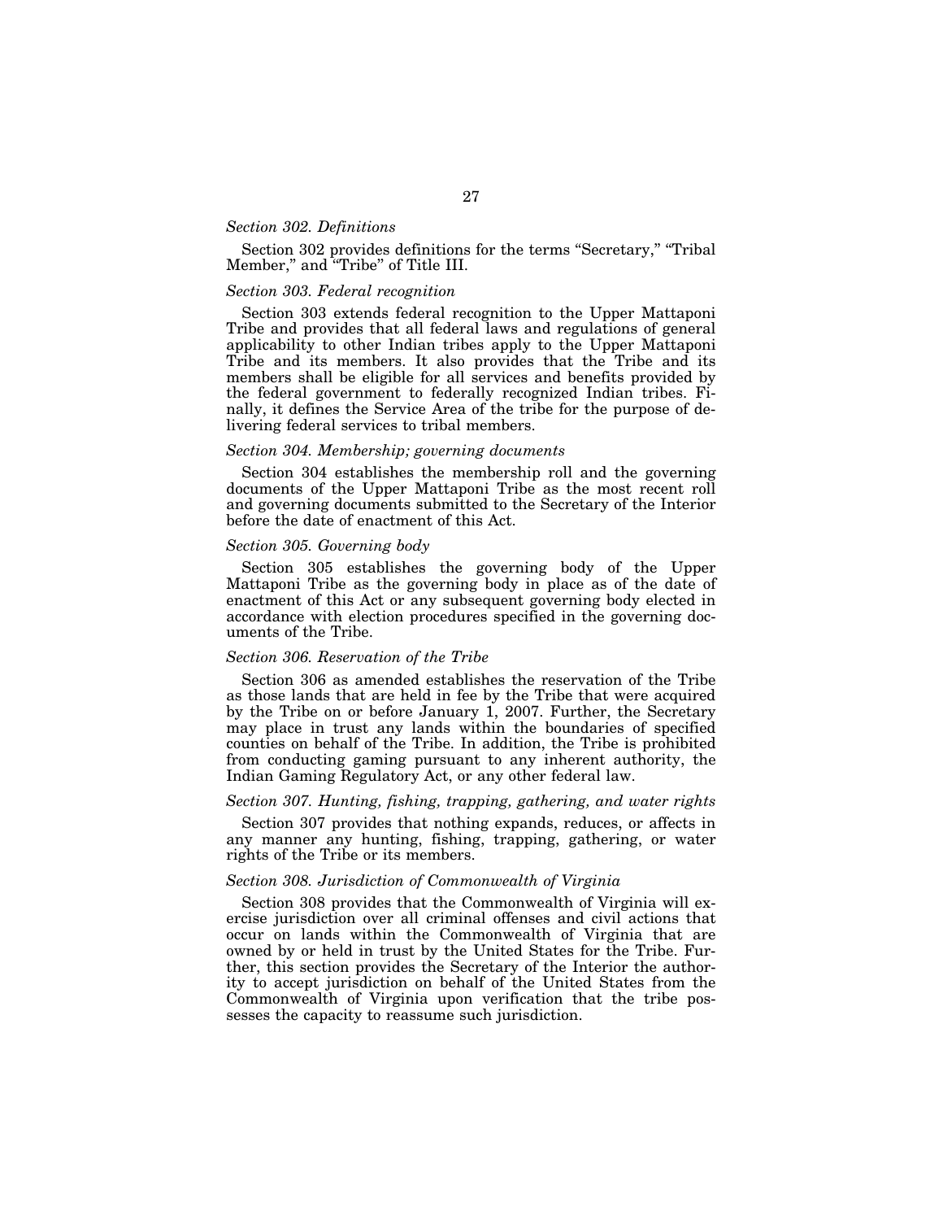*Section 302. Definitions*

Section 302 provides definitions for the terms "Secretary," "Tribal Member," and "Tribe" of Title III.

*Section 303. Federal recognition*

Section 303 extends federal recognition to the Upper Mattaponi Tribe and provides that all federal laws and regulations of general applicability to other Indian tribes apply to the Upper Mattaponi Tribe and its members. It also provides that the Tribe and its members shall be eligible for all services and benefits provided by the federal government to federally recognized Indian tribes. Finally, it defines the Service Area of the tribe for the purpose of delivering federal services to tribal members.

*Section 304. Membership; governing documents*

Section 304 establishes the membership roll and the governing documents of the Upper Mattaponi Tribe as the most recent roll and governing documents submitted to the Secretary of the Interior before the date of enactment of this Act.

*Section 305. Governing body*

Section 305 establishes the governing body of the Upper Mattaponi Tribe as the governing body in place as of the date of enactment of this Act or any subsequent governing body elected in accordance with election procedures specified in the governing documents of the Tribe.

*Section 306. Reservation of the Tribe*

Section 306 as amended establishes the reservation of the Tribe as those lands that are held in fee by the Tribe that were acquired by the Tribe on or before January 1, 2007. Further, the Secretary may place in trust any lands within the boundaries of specified counties on behalf of the Tribe. In addition, the Tribe is prohibited from conducting gaming pursuant to any inherent authority, the Indian Gaming Regulatory Act, or any other federal law.

*Section 307. Hunting, fishing, trapping, gathering, and water rights*

Section 307 provides that nothing expands, reduces, or affects in any manner any hunting, fishing, trapping, gathering, or water rights of the Tribe or its members.

*Section 308. Jurisdiction of Commonwealth of Virginia*

Section 308 provides that the Commonwealth of Virginia will exercise jurisdiction over all criminal offenses and civil actions that occur on lands within the Commonwealth of Virginia that are owned by or held in trust by the United States for the Tribe. Further, this section provides the Secretary of the Interior the authority to accept jurisdiction on behalf of the United States from the Commonwealth of Virginia upon verification that the tribe possesses the capacity to reassume such jurisdiction.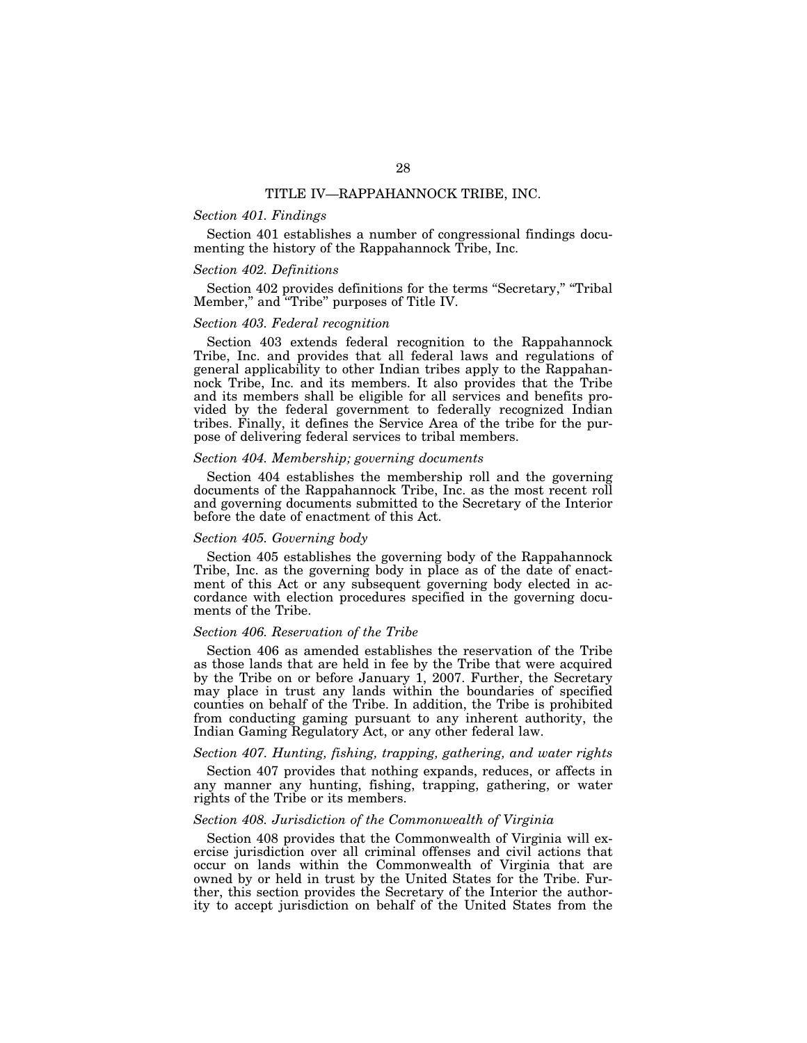## TITLE IV—RAPPAHANNOCK TRIBE, INC.

*Section 401. Findings*

Section 401 establishes a number of congressional findings documenting the history of the Rappahannock Tribe, Inc.

*Section 402. Definitions*

Section 402 provides definitions for the terms "Secretary," "Tribal Member," and "Tribe" purposes of Title IV.

*Section 403. Federal recognition*

Section 403 extends federal recognition to the Rappahannock Tribe, Inc. and provides that all federal laws and regulations of general applicability to other Indian tribes apply to the Rappahannock Tribe, Inc. and its members. It also provides that the Tribe and its members shall be eligible for all services and benefits provided by the federal government to federally recognized Indian tribes. Finally, it defines the Service Area of the tribe for the purpose of delivering federal services to tribal members.

*Section 404. Membership; governing documents*

Section 404 establishes the membership roll and the governing documents of the Rappahannock Tribe, Inc. as the most recent roll and governing documents submitted to the Secretary of the Interior before the date of enactment of this Act.

*Section 405. Governing body*

Section 405 establishes the governing body of the Rappahannock Tribe, Inc. as the governing body in place as of the date of enactment of this Act or any subsequent governing body elected in accordance with election procedures specified in the governing documents of the Tribe.

*Section 406. Reservation of the Tribe*

Section 406 as amended establishes the reservation of the Tribe as those lands that are held in fee by the Tribe that were acquired by the Tribe on or before January 1, 2007. Further, the Secretary may place in trust any lands within the boundaries of specified counties on behalf of the Tribe. In addition, the Tribe is prohibited from conducting gaming pursuant to any inherent authority, the Indian Gaming Regulatory Act, or any other federal law.

*Section 407. Hunting, fishing, trapping, gathering, and water rights*

Section 407 provides that nothing expands, reduces, or affects in any manner any hunting, fishing, trapping, gathering, or water rights of the Tribe or its members.

*Section 408. Jurisdiction of the Commonwealth of Virginia*

Section 408 provides that the Commonwealth of Virginia will exercise jurisdiction over all criminal offenses and civil actions that occur on lands within the Commonwealth of Virginia that are owned by or held in trust by the United States for the Tribe. Further, this section provides the Secretary of the Interior the authority to accept jurisdiction on behalf of the United States from the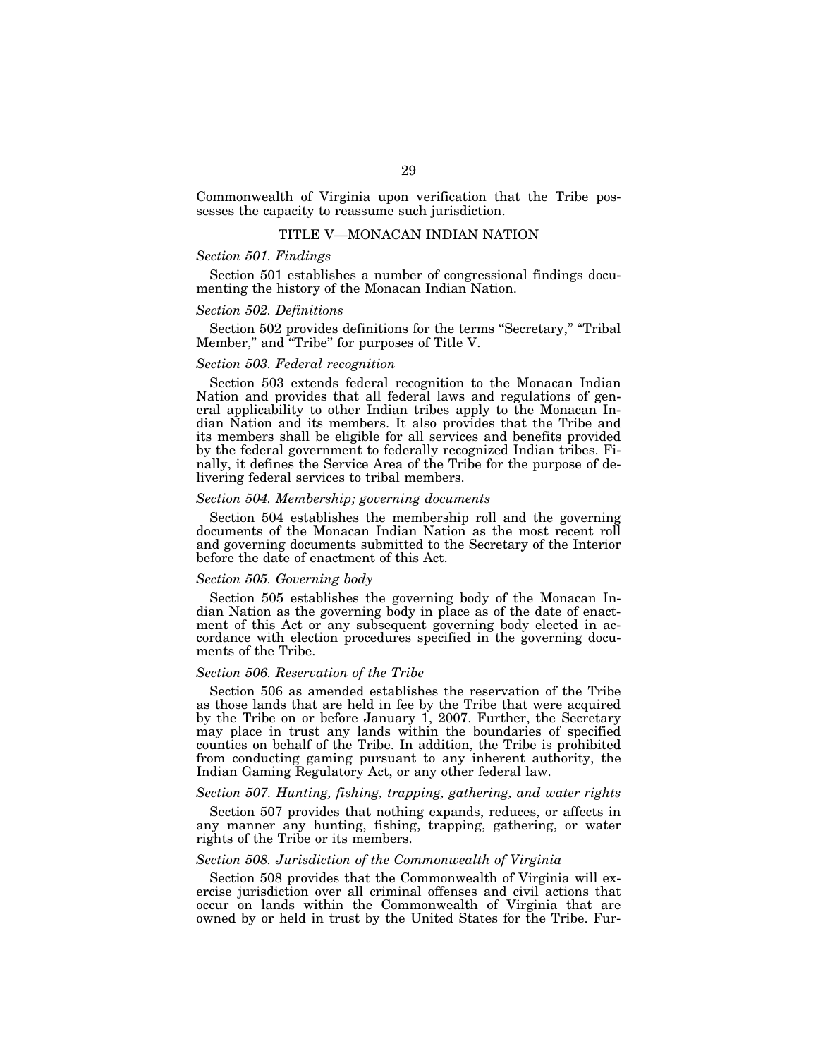Commonwealth of Virginia upon verification that the Tribe possesses the capacity to reassume such jurisdiction.

## TITLE V—MONACAN INDIAN NATION

### *Section 501. Findings*

Section 501 establishes a number of congressional findings documenting the history of the Monacan Indian Nation.

### *Section 502. Definitions*

Section 502 provides definitions for the terms "Secretary," "Tribal Member," and "Tribe" for purposes of Title V.

### *Section 503. Federal recognition*

Section 503 extends federal recognition to the Monacan Indian Nation and provides that all federal laws and regulations of general applicability to other Indian tribes apply to the Monacan Indian Nation and its members. It also provides that the Tribe and its members shall be eligible for all services and benefits provided by the federal government to federally recognized Indian tribes. Finally, it defines the Service Area of the Tribe for the purpose of delivering federal services to tribal members.

### *Section 504. Membership; governing documents*

Section 504 establishes the membership roll and the governing documents of the Monacan Indian Nation as the most recent roll and governing documents submitted to the Secretary of the Interior before the date of enactment of this Act.

### *Section 505. Governing body*

Section 505 establishes the governing body of the Monacan Indian Nation as the governing body in place as of the date of enactment of this Act or any subsequent governing body elected in accordance with election procedures specified in the governing documents of the Tribe.

### *Section 506. Reservation of the Tribe*

Section 506 as amended establishes the reservation of the Tribe as those lands that are held in fee by the Tribe that were acquired by the Tribe on or before January 1, 2007. Further, the Secretary may place in trust any lands within the boundaries of specified counties on behalf of the Tribe. In addition, the Tribe is prohibited from conducting gaming pursuant to any inherent authority, the Indian Gaming Regulatory Act, or any other federal law.

### *Section 507. Hunting, fishing, trapping, gathering, and water rights*

Section 507 provides that nothing expands, reduces, or affects in any manner any hunting, fishing, trapping, gathering, or water rights of the Tribe or its members.

### *Section 508. Jurisdiction of the Commonwealth of Virginia*

Section 508 provides that the Commonwealth of Virginia will exercise jurisdiction over all criminal offenses and civil actions that occur on lands within the Commonwealth of Virginia that are owned by or held in trust by the United States for the Tribe. Fur-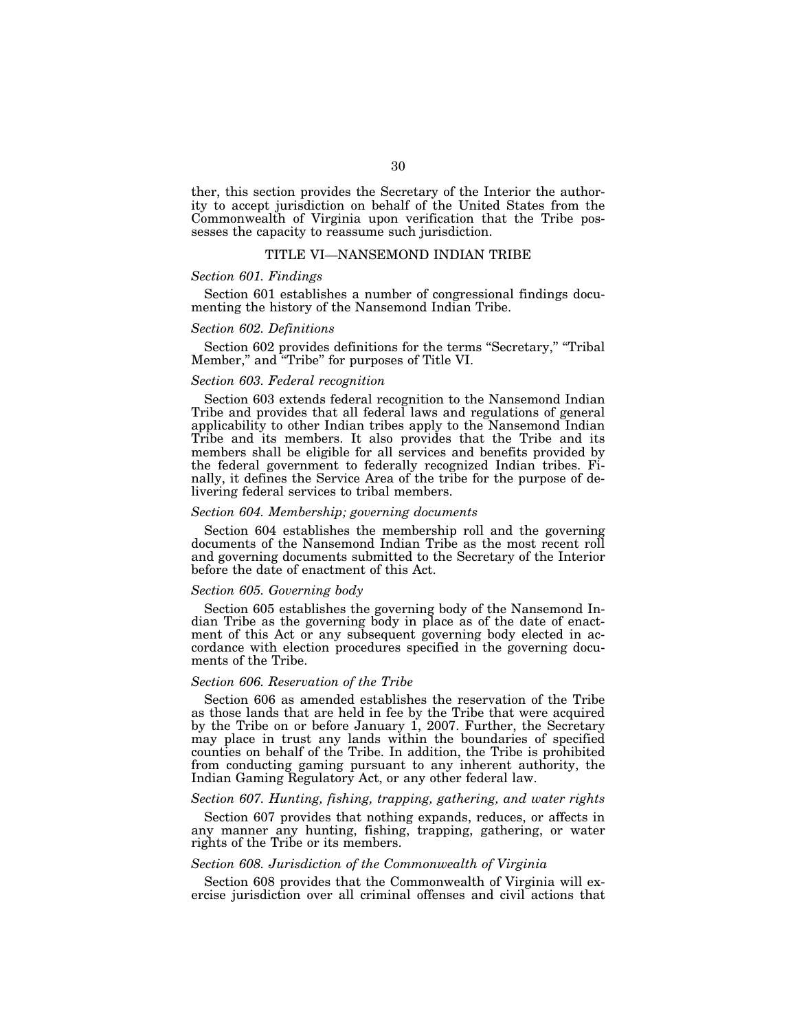ther, this section provides the Secretary of the Interior the authority to accept jurisdiction on behalf of the United States from the Commonwealth of Virginia upon verification that the Tribe possesses the capacity to reassume such jurisdiction.

## TITLE VI—NANSEMOND INDIAN TRIBE

### *Section 601. Findings*

Section 601 establishes a number of congressional findings documenting the history of the Nansemond Indian Tribe.

### *Section 602. Definitions*

Section 602 provides definitions for the terms "Secretary," "Tribal Member," and "Tribe" for purposes of Title VI.

### *Section 603. Federal recognition*

Section 603 extends federal recognition to the Nansemond Indian Tribe and provides that all federal laws and regulations of general applicability to other Indian tribes apply to the Nansemond Indian Tribe and its members. It also provides that the Tribe and its members shall be eligible for all services and benefits provided by the federal government to federally recognized Indian tribes. Finally, it defines the Service Area of the tribe for the purpose of delivering federal services to tribal members.

### *Section 604. Membership; governing documents*

Section 604 establishes the membership roll and the governing documents of the Nansemond Indian Tribe as the most recent roll and governing documents submitted to the Secretary of the Interior before the date of enactment of this Act.

### *Section 605. Governing body*

Section 605 establishes the governing body of the Nansemond Indian Tribe as the governing body in place as of the date of enactment of this Act or any subsequent governing body elected in accordance with election procedures specified in the governing documents of the Tribe.

### *Section 606. Reservation of the Tribe*

Section 606 as amended establishes the reservation of the Tribe as those lands that are held in fee by the Tribe that were acquired by the Tribe on or before January 1, 2007. Further, the Secretary may place in trust any lands within the boundaries of specified counties on behalf of the Tribe. In addition, the Tribe is prohibited from conducting gaming pursuant to any inherent authority, the Indian Gaming Regulatory Act, or any other federal law.

### *Section 607. Hunting, fishing, trapping, gathering, and water rights*

Section 607 provides that nothing expands, reduces, or affects in any manner any hunting, fishing, trapping, gathering, or water rights of the Tribe or its members.

### *Section 608. Jurisdiction of the Commonwealth of Virginia*

Section 608 provides that the Commonwealth of Virginia will exercise jurisdiction over all criminal offenses and civil actions that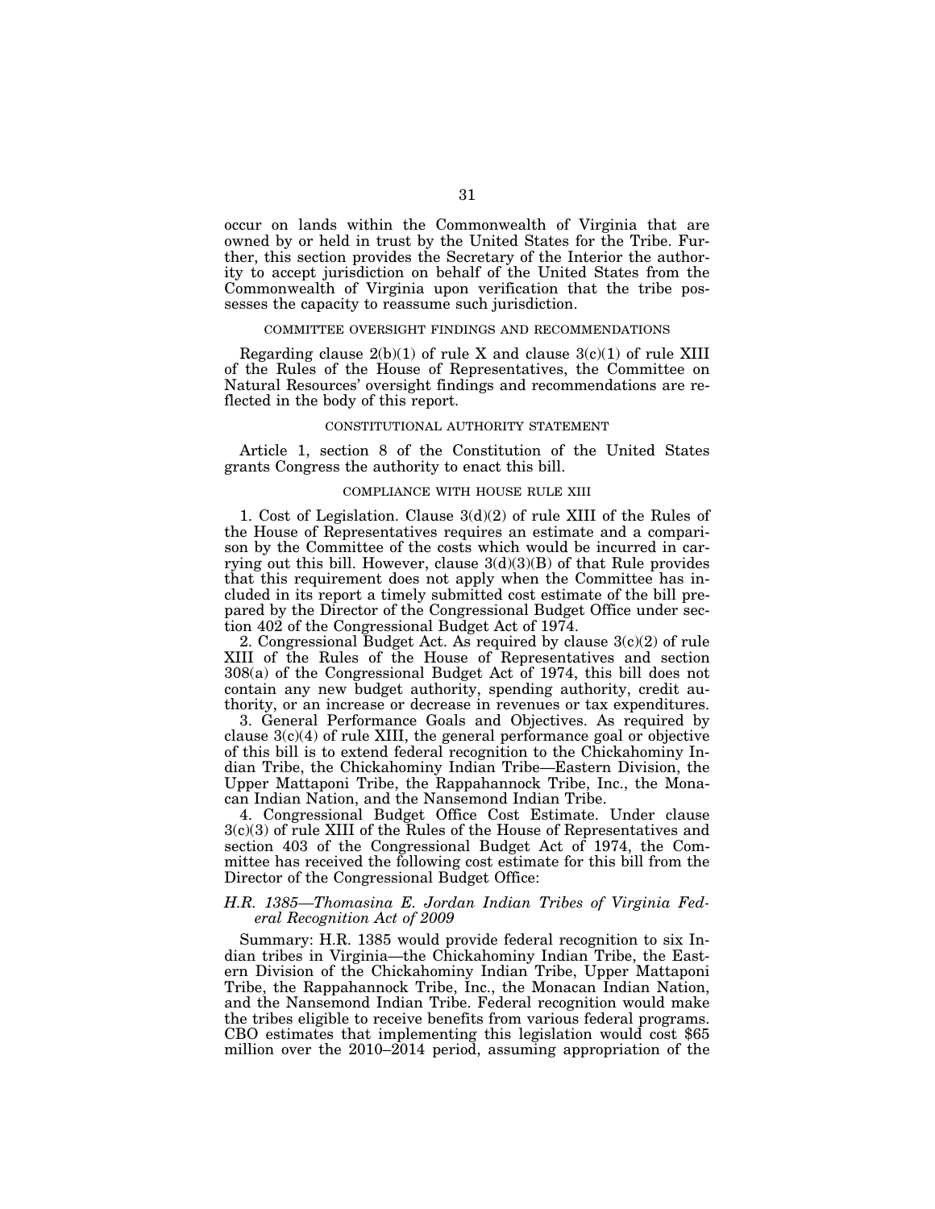occur on lands within the Commonwealth of Virginia that are owned by or held in trust by the United States for the Tribe. Further, this section provides the Secretary of the Interior the authority to accept jurisdiction on behalf of the United States from the Commonwealth of Virginia upon verification that the tribe possesses the capacity to reassume such jurisdiction.

## COMMITTEE OVERSIGHT FINDINGS AND RECOMMENDATIONS

Regarding clause 2(b)(1) of rule X and clause 3(c)(1) of rule XIII of the Rules of the House of Representatives, the Committee on Natural Resources' oversight findings and recommendations are reflected in the body of this report.

## CONSTITUTIONAL AUTHORITY STATEMENT

Article 1, section 8 of the Constitution of the United States grants Congress the authority to enact this bill.

## COMPLIANCE WITH HOUSE RULE XIII

1. Cost of Legislation. Clause 3(d)(2) of rule XIII of the Rules of the House of Representatives requires an estimate and a comparison by the Committee of the costs which would be incurred in carrying out this bill. However, clause 3(d)(3)(B) of that Rule provides that this requirement does not apply when the Committee has included in its report a timely submitted cost estimate of the bill prepared by the Director of the Congressional Budget Office under section 402 of the Congressional Budget Act of 1974.
2. Congressional Budget Act. As required by clause 3(c)(2) of rule XIII of the Rules of the House of Representatives and section 308(a) of the Congressional Budget Act of 1974, this bill does not contain any new budget authority, spending authority, credit authority, or an increase or decrease in revenues or tax expenditures.
3. General Performance Goals and Objectives. As required by clause 3(c)(4) of rule XIII, the general performance goal or objective of this bill is to extend federal recognition to the Chickahominy Indian Tribe, the Chickahominy Indian Tribe—Eastern Division, the Upper Mattaponi Tribe, the Rappahannock Tribe, Inc., the Monacan Indian Nation, and the Nansemond Indian Tribe.
4. Congressional Budget Office Cost Estimate. Under clause 3(c)(3) of rule XIII of the Rules of the House of Representatives and section 403 of the Congressional Budget Act of 1974, the Committee has received the following cost estimate for this bill from the Director of the Congressional Budget Office:

### *H.R. 1385—Thomasina E. Jordan Indian Tribes of Virginia Federal Recognition Act of 2009*

Summary: H.R. 1385 would provide federal recognition to six Indian tribes in Virginia—the Chickahominy Indian Tribe, the Eastern Division of the Chickahominy Indian Tribe, Upper Mattaponi Tribe, the Rappahannock Tribe, Inc., the Monacan Indian Nation, and the Nansemond Indian Tribe. Federal recognition would make the tribes eligible to receive benefits from various federal programs. CBO estimates that implementing this legislation would cost $65 million over the 2010–2014 period, assuming appropriation of the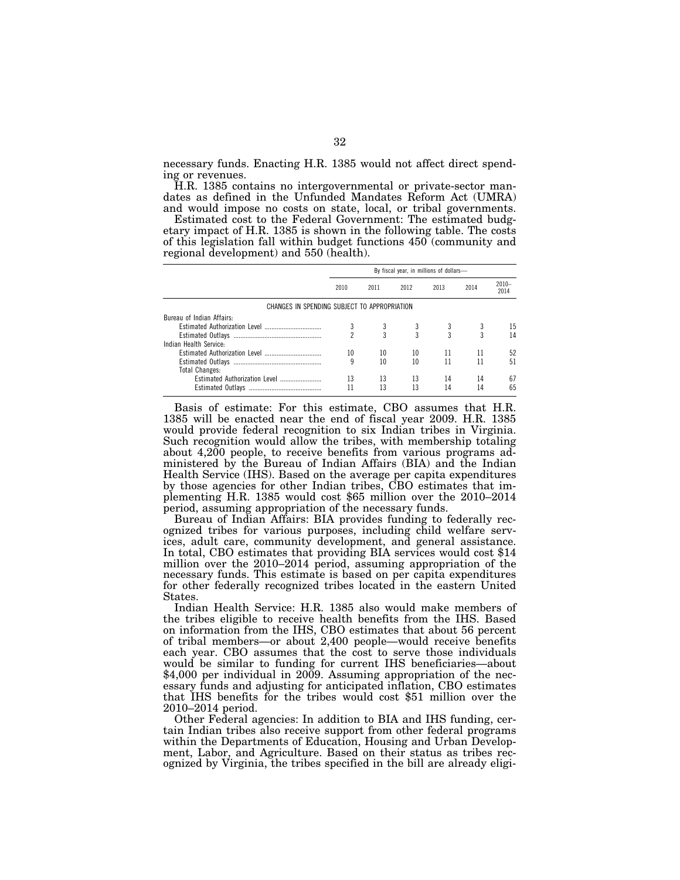necessary funds. Enacting H.R. 1385 would not affect direct spending or revenues.

H.R. 1385 contains no intergovernmental or private-sector mandates as defined in the Unfunded Mandates Reform Act (UMRA) and would impose no costs on state, local, or tribal governments.

Estimated cost to the Federal Government: The estimated budgetary impact of H.R. 1385 is shown in the following table. The costs of this legislation fall within budget functions 450 (community and regional development) and 550 (health).

| | By fiscal year, in millions of dollars— | | | | | |
|---|---|---|---|---|---|---|
| | 2010 | 2011 | 2012 | 2013 | 2014 | 2010–2014 |
| CHANGES IN SPENDING SUBJECT TO APPROPRIATION | | | | | | |
| Bureau of Indian Affairs: | | | | | | |
| Estimated Authorization Level | 3 | 3 | 3 | 3 | 3 | 15 |
| Estimated Outlays | 2 | 3 | 3 | 3 | 3 | 14 |
| Indian Health Service: | | | | | | |
| Estimated Authorization Level | 10 | 10 | 10 | 11 | 11 | 52 |
| Estimated Outlays | 9 | 10 | 10 | 11 | 11 | 51 |
| Total Changes: | | | | | | |
| Estimated Authorization Level | 13 | 13 | 13 | 14 | 14 | 67 |
| Estimated Outlays | 11 | 13 | 13 | 14 | 14 | 65 |

Basis of estimate: For this estimate, CBO assumes that H.R. 1385 will be enacted near the end of fiscal year 2009. H.R. 1385 would provide federal recognition to six Indian tribes in Virginia. Such recognition would allow the tribes, with membership totaling about 4,200 people, to receive benefits from various programs administered by the Bureau of Indian Affairs (BIA) and the Indian Health Service (IHS). Based on the average per capita expenditures by those agencies for other Indian tribes, CBO estimates that implementing H.R. 1385 would cost $65 million over the 2010–2014 period, assuming appropriation of the necessary funds.

Bureau of Indian Affairs: BIA provides funding to federally recognized tribes for various purposes, including child welfare services, adult care, community development, and general assistance. In total, CBO estimates that providing BIA services would cost $14 million over the 2010–2014 period, assuming appropriation of the necessary funds. This estimate is based on per capita expenditures for other federally recognized tribes located in the eastern United States.

Indian Health Service: H.R. 1385 also would make members of the tribes eligible to receive health benefits from the IHS. Based on information from the IHS, CBO estimates that about 56 percent of tribal members—or about 2,400 people—would receive benefits each year. CBO assumes that the cost to serve those individuals would be similar to funding for current IHS beneficiaries—about $4,000 per individual in 2009. Assuming appropriation of the necessary funds and adjusting for anticipated inflation, CBO estimates that IHS benefits for the tribes would cost $51 million over the 2010–2014 period.

Other Federal agencies: In addition to BIA and IHS funding, certain Indian tribes also receive support from other federal programs within the Departments of Education, Housing and Urban Development, Labor, and Agriculture. Based on their status as tribes recognized by Virginia, the tribes specified in the bill are already eligi-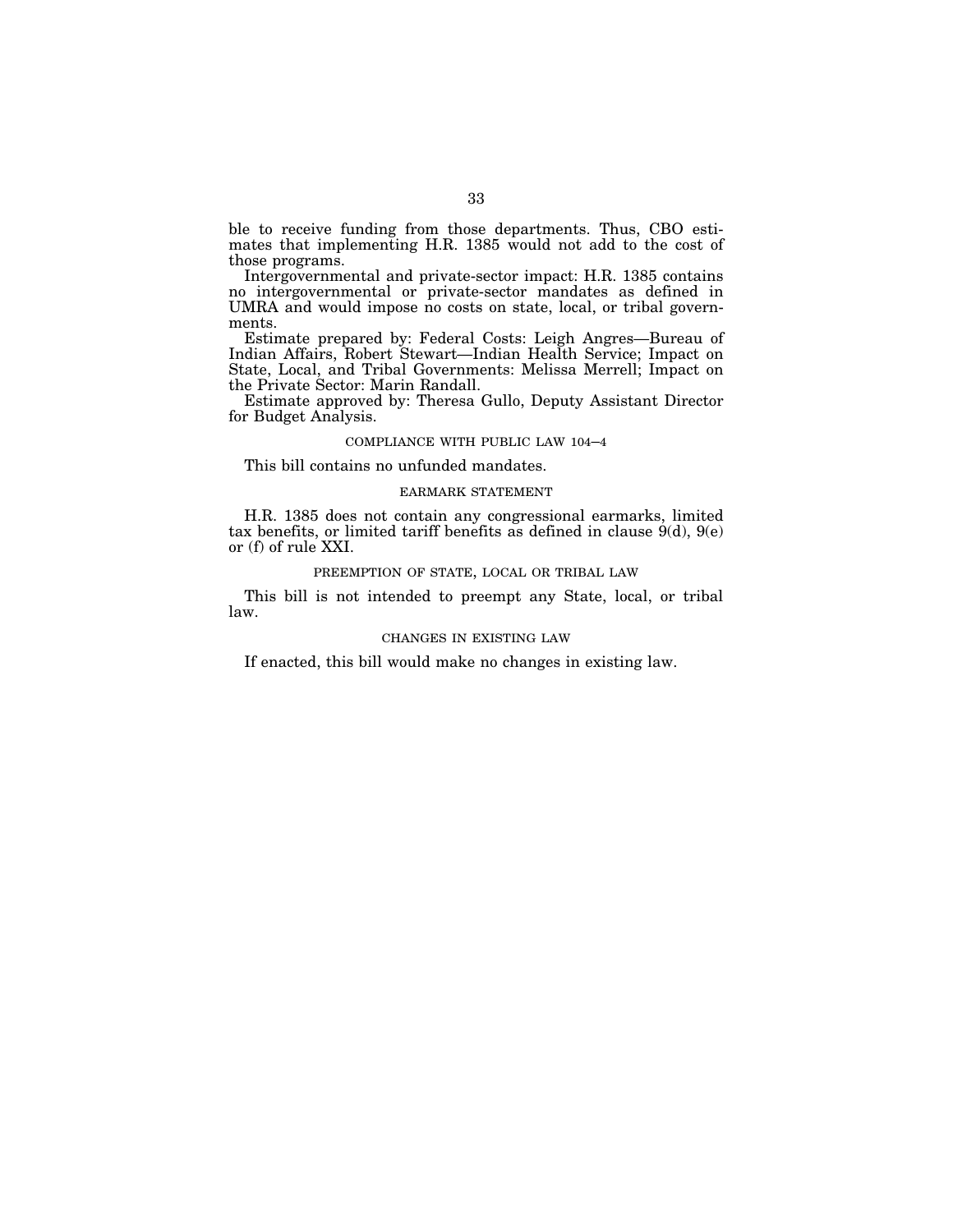ble to receive funding from those departments. Thus, CBO estimates that implementing H.R. 1385 would not add to the cost of those programs.

Intergovernmental and private-sector impact: H.R. 1385 contains no intergovernmental or private-sector mandates as defined in UMRA and would impose no costs on state, local, or tribal governments.

Estimate prepared by: Federal Costs: Leigh Angres—Bureau of Indian Affairs, Robert Stewart—Indian Health Service; Impact on State, Local, and Tribal Governments: Melissa Merrell; Impact on the Private Sector: Marin Randall.

Estimate approved by: Theresa Gullo, Deputy Assistant Director for Budget Analysis.

## COMPLIANCE WITH PUBLIC LAW 104–4

This bill contains no unfunded mandates.

## EARMARK STATEMENT

H.R. 1385 does not contain any congressional earmarks, limited tax benefits, or limited tariff benefits as defined in clause 9(d), 9(e) or (f) of rule XXI.

## PREEMPTION OF STATE, LOCAL OR TRIBAL LAW

This bill is not intended to preempt any State, local, or tribal law.

## CHANGES IN EXISTING LAW

If enacted, this bill would make no changes in existing law.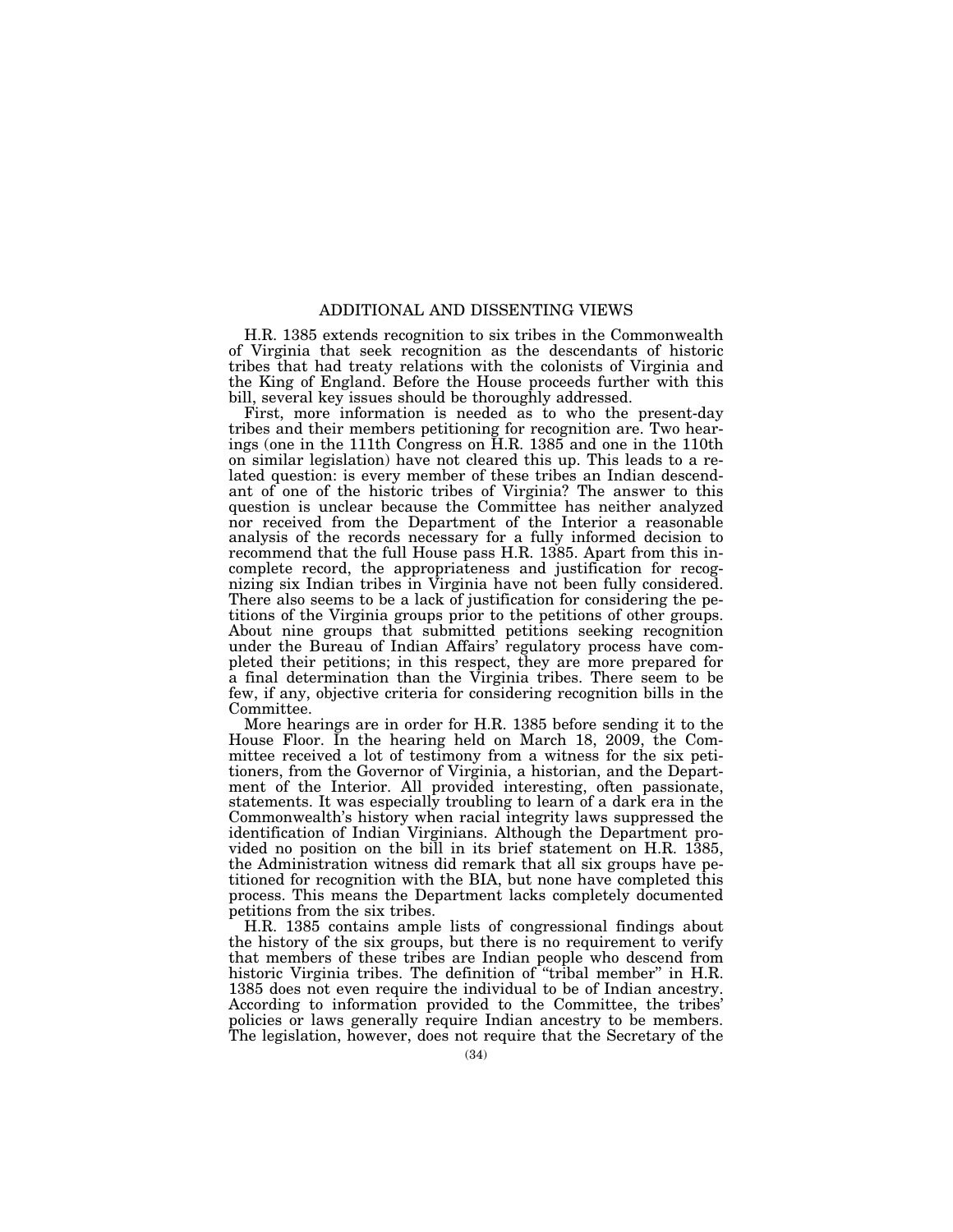## ADDITIONAL AND DISSENTING VIEWS

H.R. 1385 extends recognition to six tribes in the Commonwealth of Virginia that seek recognition as the descendants of historic tribes that had treaty relations with the colonists of Virginia and the King of England. Before the House proceeds further with this bill, several key issues should be thoroughly addressed.

First, more information is needed as to who the present-day tribes and their members petitioning for recognition are. Two hearings (one in the 111th Congress on H.R. 1385 and one in the 110th on similar legislation) have not cleared this up. This leads to a related question: is every member of these tribes an Indian descendant of one of the historic tribes of Virginia? The answer to this question is unclear because the Committee has neither analyzed nor received from the Department of the Interior a reasonable analysis of the records necessary for a fully informed decision to recommend that the full House pass H.R. 1385. Apart from this incomplete record, the appropriateness and justification for recognizing six Indian tribes in Virginia have not been fully considered. There also seems to be a lack of justification for considering the petitions of the Virginia groups prior to the petitions of other groups. About nine groups that submitted petitions seeking recognition under the Bureau of Indian Affairs' regulatory process have completed their petitions; in this respect, they are more prepared for a final determination than the Virginia tribes. There seem to be few, if any, objective criteria for considering recognition bills in the Committee.

More hearings are in order for H.R. 1385 before sending it to the House Floor. In the hearing held on March 18, 2009, the Committee received a lot of testimony from a witness for the six petitioners, from the Governor of Virginia, a historian, and the Department of the Interior. All provided interesting, often passionate, statements. It was especially troubling to learn of a dark era in the Commonwealth's history when racial integrity laws suppressed the identification of Indian Virginians. Although the Department provided no position on the bill in its brief statement on H.R. 1385, the Administration witness did remark that all six groups have petitioned for recognition with the BIA, but none have completed this process. This means the Department lacks completely documented petitions from the six tribes.

H.R. 1385 contains ample lists of congressional findings about the history of the six groups, but there is no requirement to verify that members of these tribes are Indian people who descend from historic Virginia tribes. The definition of "tribal member" in H.R. 1385 does not even require the individual to be of Indian ancestry. According to information provided to the Committee, the tribes' policies or laws generally require Indian ancestry to be members. The legislation, however, does not require that the Secretary of the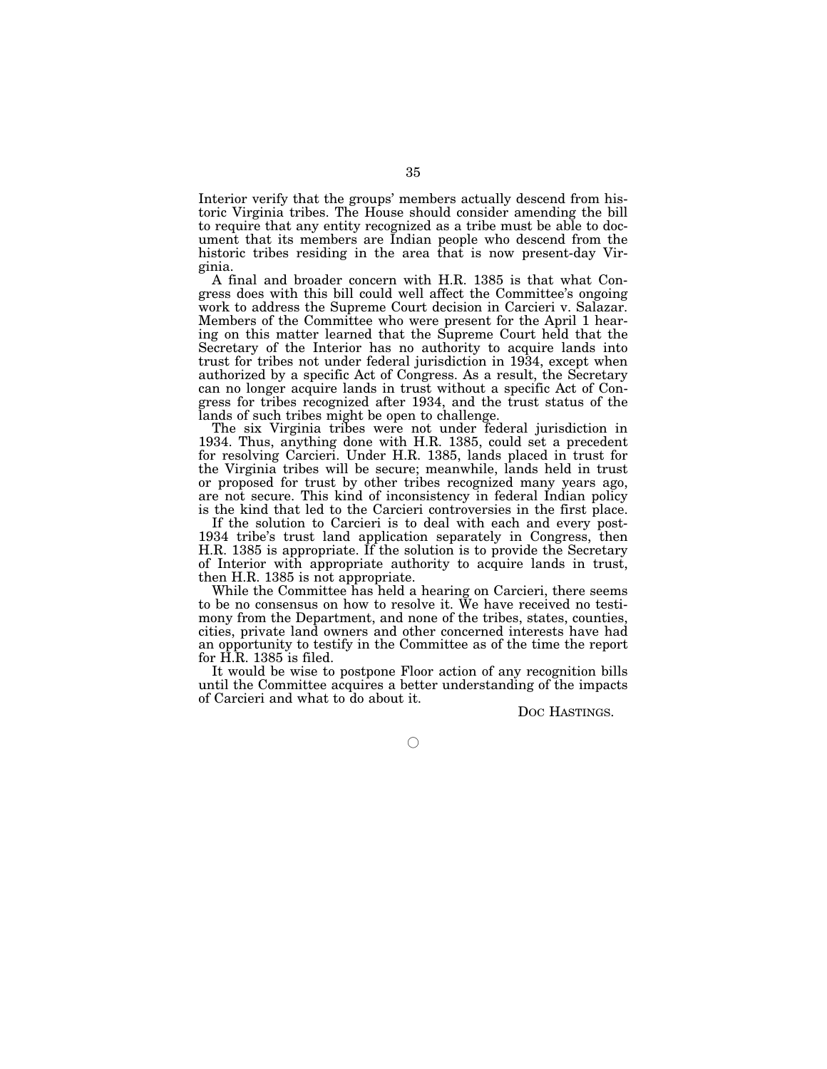Interior verify that the groups' members actually descend from historic Virginia tribes. The House should consider amending the bill to require that any entity recognized as a tribe must be able to document that its members are Indian people who descend from the historic tribes residing in the area that is now present-day Virginia.

A final and broader concern with H.R. 1385 is that what Congress does with this bill could well affect the Committee's ongoing work to address the Supreme Court decision in Carcieri v. Salazar. Members of the Committee who were present for the April 1 hearing on this matter learned that the Supreme Court held that the Secretary of the Interior has no authority to acquire lands into trust for tribes not under federal jurisdiction in 1934, except when authorized by a specific Act of Congress. As a result, the Secretary can no longer acquire lands in trust without a specific Act of Congress for tribes recognized after 1934, and the trust status of the lands of such tribes might be open to challenge.

The six Virginia tribes were not under federal jurisdiction in 1934. Thus, anything done with H.R. 1385, could set a precedent for resolving Carcieri. Under H.R. 1385, lands placed in trust for the Virginia tribes will be secure; meanwhile, lands held in trust or proposed for trust by other tribes recognized many years ago, are not secure. This kind of inconsistency in federal Indian policy is the kind that led to the Carcieri controversies in the first place.

If the solution to Carcieri is to deal with each and every post-1934 tribe's trust land application separately in Congress, then H.R. 1385 is appropriate. If the solution is to provide the Secretary of Interior with appropriate authority to acquire lands in trust, then H.R. 1385 is not appropriate.

While the Committee has held a hearing on Carcieri, there seems to be no consensus on how to resolve it. We have received no testimony from the Department, and none of the tribes, states, counties, cities, private land owners and other concerned interests have had an opportunity to testify in the Committee as of the time the report for H.R. 1385 is filed.

It would be wise to postpone Floor action of any recognition bills until the Committee acquires a better understanding of the impacts of Carcieri and what to do about it.

DOC HASTINGS.

○